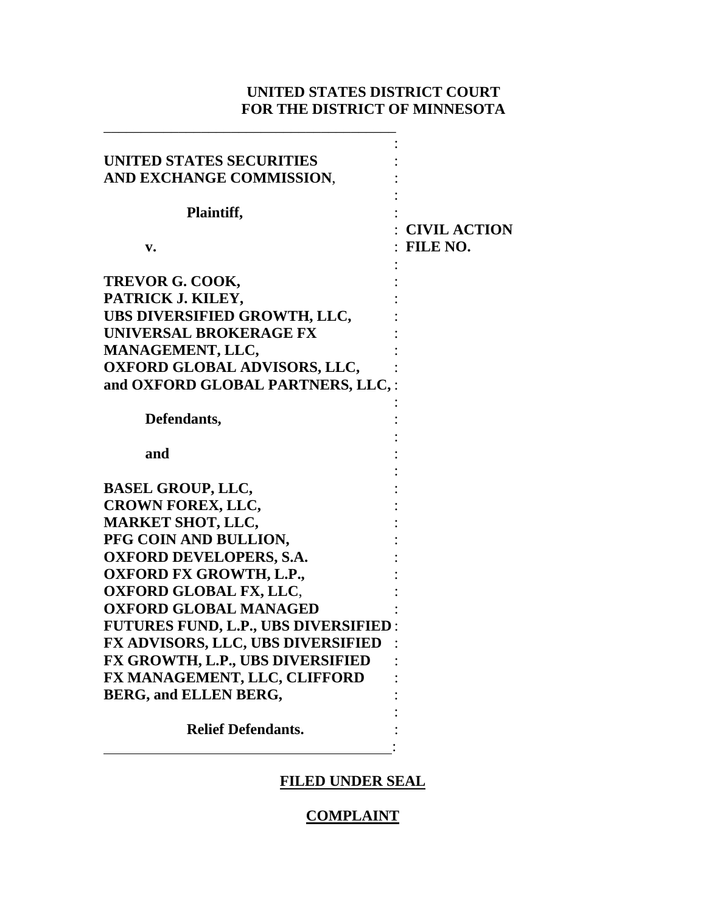**UNITED STATES DISTRICT COURT**
**FOR THE DISTRICT OF MINNESOTA**

| | |
|---|---|
| **UNITED STATES SECURITIES AND EXCHANGE COMMISSION**,<br><br>**Plaintiff,**<br><br>**v.**<br><br>**TREVOR G. COOK,**<br>**PATRICK J. KILEY,**<br>**UBS DIVERSIFIED GROWTH, LLC,**<br>**UNIVERSAL BROKERAGE FX MANAGEMENT, LLC,**<br>**OXFORD GLOBAL ADVISORS, LLC,**<br>**and OXFORD GLOBAL PARTNERS, LLC,**<br><br>**Defendants,**<br><br>**and**<br><br>**BASEL GROUP, LLC,**<br>**CROWN FOREX, LLC,**<br>**MARKET SHOT, LLC,**<br>**PFG COIN AND BULLION,**<br>**OXFORD DEVELOPERS, S.A.**<br>**OXFORD FX GROWTH, L.P.,**<br>**OXFORD GLOBAL FX, LLC**,<br>**OXFORD GLOBAL MANAGED FUTURES FUND, L.P., UBS DIVERSIFIED FX ADVISORS, LLC, UBS DIVERSIFIED FX GROWTH, L.P., UBS DIVERSIFIED FX MANAGEMENT, LLC, CLIFFORD BERG, and ELLEN BERG,**<br><br>**Relief Defendants.** | **CIVIL ACTION FILE NO.** |

**FILED UNDER SEAL**

**COMPLAINT**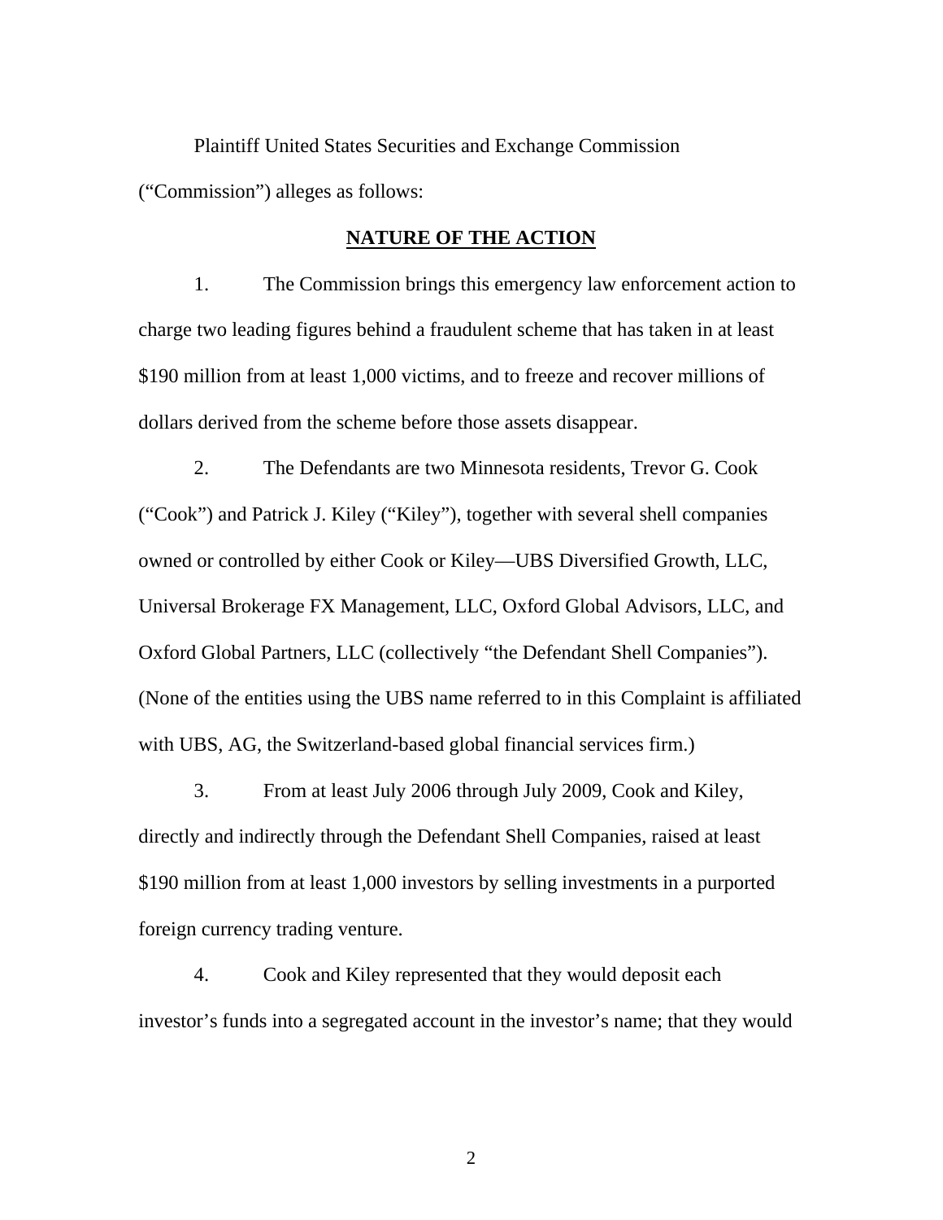Plaintiff United States Securities and Exchange Commission ("Commission") alleges as follows:

## NATURE OF THE ACTION

1. The Commission brings this emergency law enforcement action to charge two leading figures behind a fraudulent scheme that has taken in at least $190 million from at least 1,000 victims, and to freeze and recover millions of dollars derived from the scheme before those assets disappear.

2. The Defendants are two Minnesota residents, Trevor G. Cook ("Cook") and Patrick J. Kiley ("Kiley"), together with several shell companies owned or controlled by either Cook or Kiley—UBS Diversified Growth, LLC, Universal Brokerage FX Management, LLC, Oxford Global Advisors, LLC, and Oxford Global Partners, LLC (collectively "the Defendant Shell Companies"). (None of the entities using the UBS name referred to in this Complaint is affiliated with UBS, AG, the Switzerland-based global financial services firm.)

3. From at least July 2006 through July 2009, Cook and Kiley, directly and indirectly through the Defendant Shell Companies, raised at least $190 million from at least 1,000 investors by selling investments in a purported foreign currency trading venture.

4. Cook and Kiley represented that they would deposit each investor's funds into a segregated account in the investor's name; that they would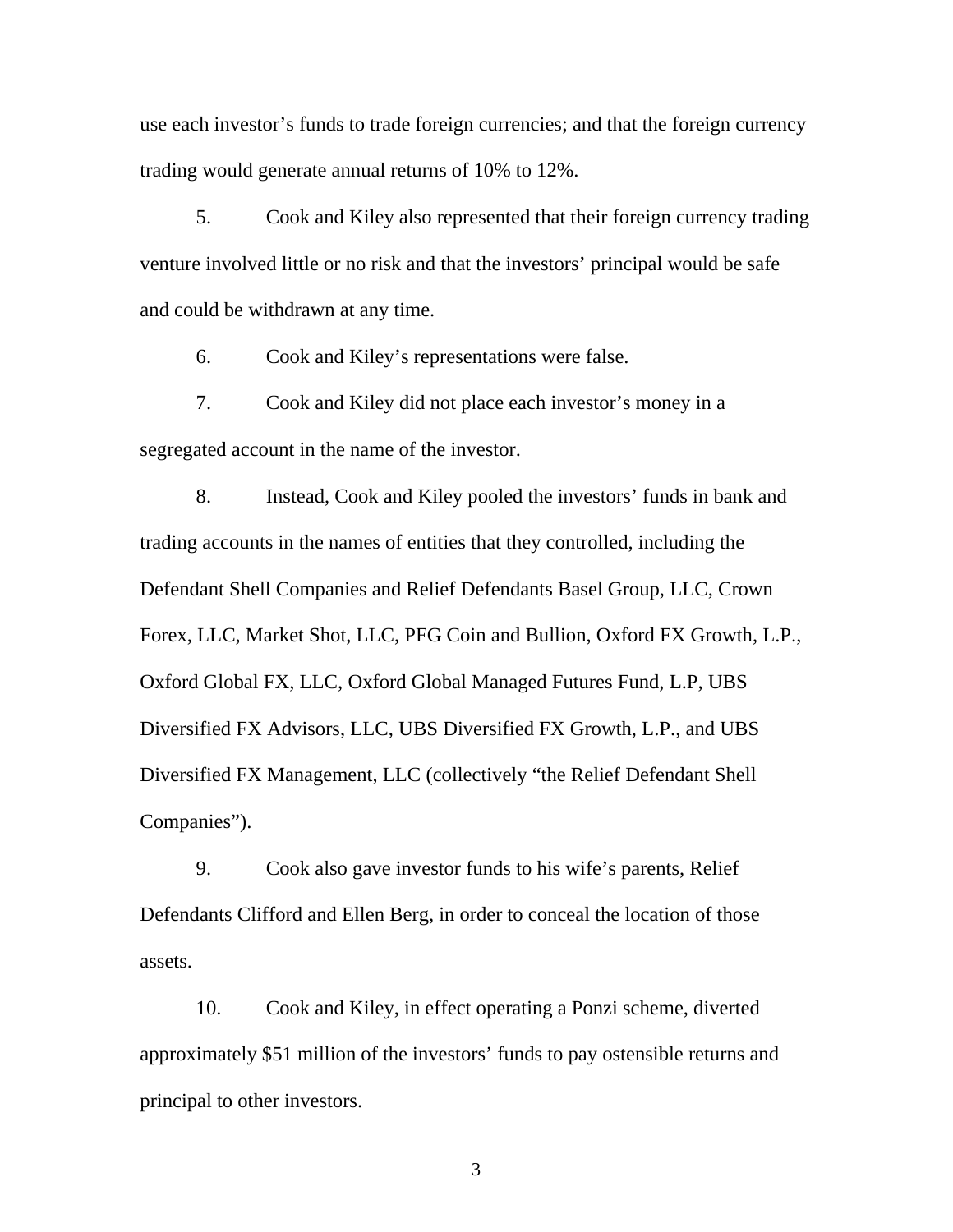use each investor's funds to trade foreign currencies; and that the foreign currency trading would generate annual returns of 10% to 12%.

5. Cook and Kiley also represented that their foreign currency trading venture involved little or no risk and that the investors' principal would be safe and could be withdrawn at any time.

6. Cook and Kiley's representations were false.

7. Cook and Kiley did not place each investor's money in a segregated account in the name of the investor.

8. Instead, Cook and Kiley pooled the investors' funds in bank and trading accounts in the names of entities that they controlled, including the Defendant Shell Companies and Relief Defendants Basel Group, LLC, Crown Forex, LLC, Market Shot, LLC, PFG Coin and Bullion, Oxford FX Growth, L.P., Oxford Global FX, LLC, Oxford Global Managed Futures Fund, L.P, UBS Diversified FX Advisors, LLC, UBS Diversified FX Growth, L.P., and UBS Diversified FX Management, LLC (collectively "the Relief Defendant Shell Companies").

9. Cook also gave investor funds to his wife's parents, Relief Defendants Clifford and Ellen Berg, in order to conceal the location of those assets.

10. Cook and Kiley, in effect operating a Ponzi scheme, diverted approximately $51 million of the investors' funds to pay ostensible returns and principal to other investors.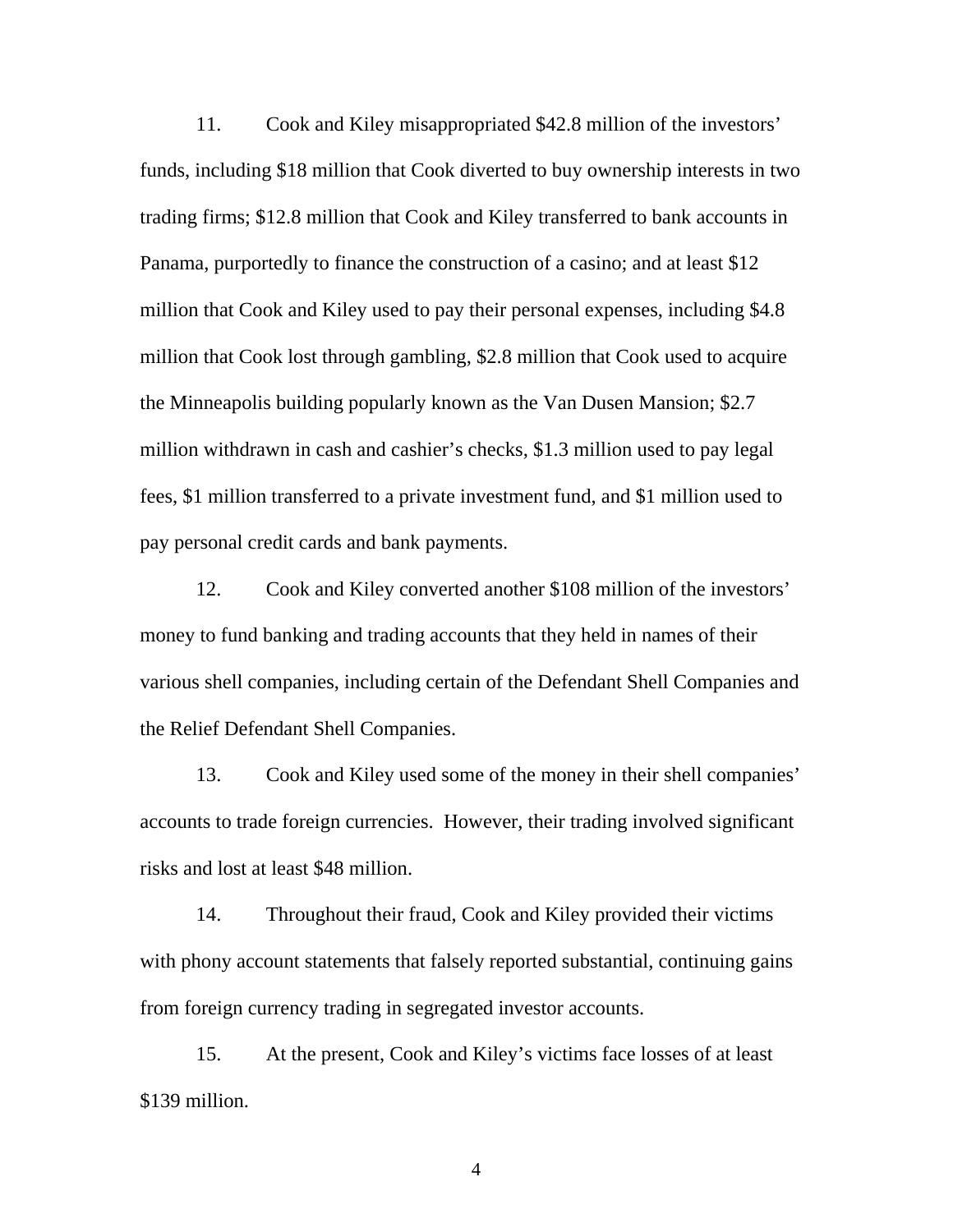11. Cook and Kiley misappropriated $42.8 million of the investors' funds, including $18 million that Cook diverted to buy ownership interests in two trading firms; $12.8 million that Cook and Kiley transferred to bank accounts in Panama, purportedly to finance the construction of a casino; and at least $12 million that Cook and Kiley used to pay their personal expenses, including $4.8 million that Cook lost through gambling, $2.8 million that Cook used to acquire the Minneapolis building popularly known as the Van Dusen Mansion; $2.7 million withdrawn in cash and cashier's checks, $1.3 million used to pay legal fees, $1 million transferred to a private investment fund, and $1 million used to pay personal credit cards and bank payments.

12. Cook and Kiley converted another $108 million of the investors' money to fund banking and trading accounts that they held in names of their various shell companies, including certain of the Defendant Shell Companies and the Relief Defendant Shell Companies.

13. Cook and Kiley used some of the money in their shell companies' accounts to trade foreign currencies. However, their trading involved significant risks and lost at least $48 million.

14. Throughout their fraud, Cook and Kiley provided their victims with phony account statements that falsely reported substantial, continuing gains from foreign currency trading in segregated investor accounts.

15. At the present, Cook and Kiley's victims face losses of at least $139 million.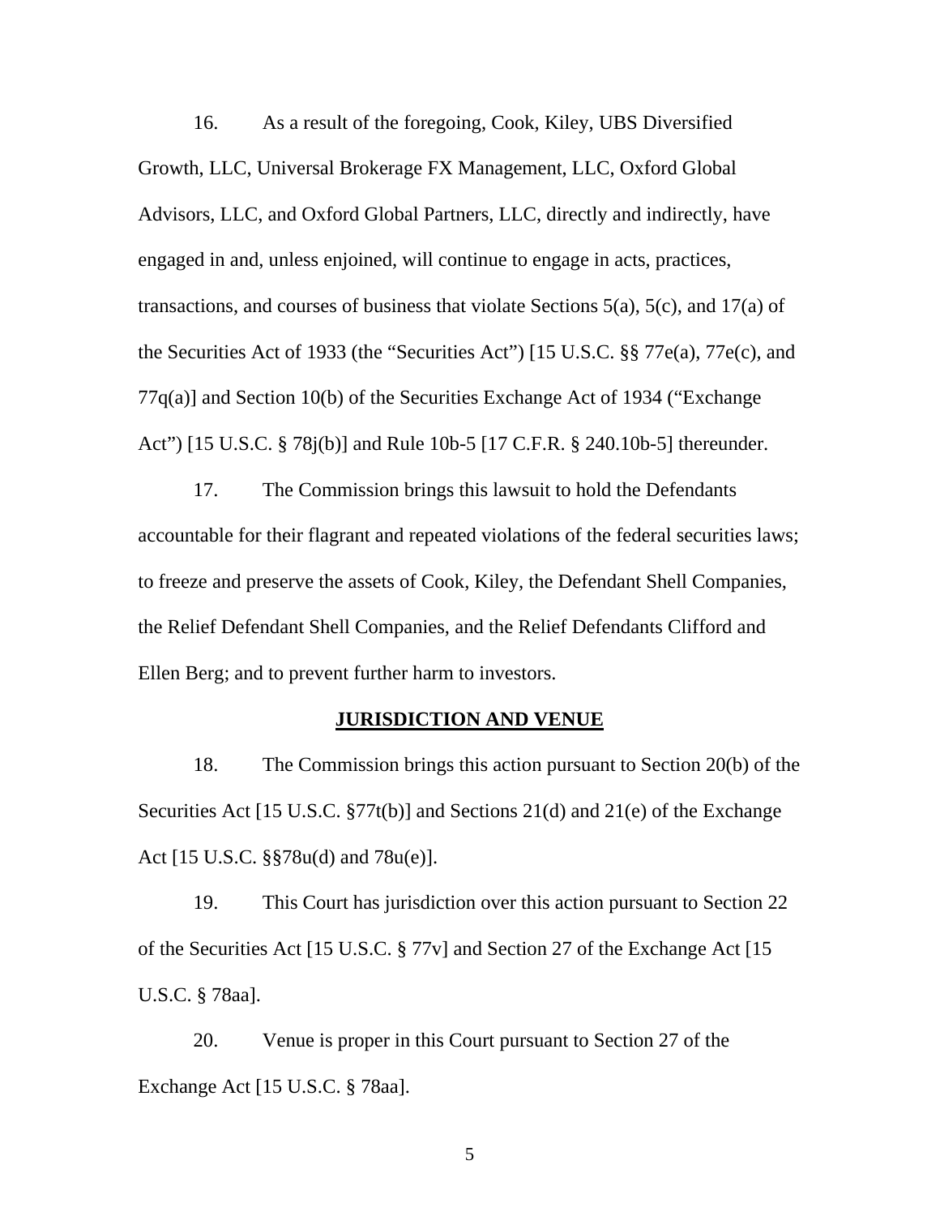16. As a result of the foregoing, Cook, Kiley, UBS Diversified Growth, LLC, Universal Brokerage FX Management, LLC, Oxford Global Advisors, LLC, and Oxford Global Partners, LLC, directly and indirectly, have engaged in and, unless enjoined, will continue to engage in acts, practices, transactions, and courses of business that violate Sections 5(a), 5(c), and 17(a) of the Securities Act of 1933 (the "Securities Act") [15 U.S.C. §§ 77e(a), 77e(c), and 77q(a)] and Section 10(b) of the Securities Exchange Act of 1934 ("Exchange Act") [15 U.S.C. § 78j(b)] and Rule 10b-5 [17 C.F.R. § 240.10b-5] thereunder.

17. The Commission brings this lawsuit to hold the Defendants accountable for their flagrant and repeated violations of the federal securities laws; to freeze and preserve the assets of Cook, Kiley, the Defendant Shell Companies, the Relief Defendant Shell Companies, and the Relief Defendants Clifford and Ellen Berg; and to prevent further harm to investors.

## JURISDICTION AND VENUE

18. The Commission brings this action pursuant to Section 20(b) of the Securities Act [15 U.S.C. §77t(b)] and Sections 21(d) and 21(e) of the Exchange Act [15 U.S.C. §§78u(d) and 78u(e)].

19. This Court has jurisdiction over this action pursuant to Section 22 of the Securities Act [15 U.S.C. § 77v] and Section 27 of the Exchange Act [15 U.S.C. § 78aa].

20. Venue is proper in this Court pursuant to Section 27 of the Exchange Act [15 U.S.C. § 78aa].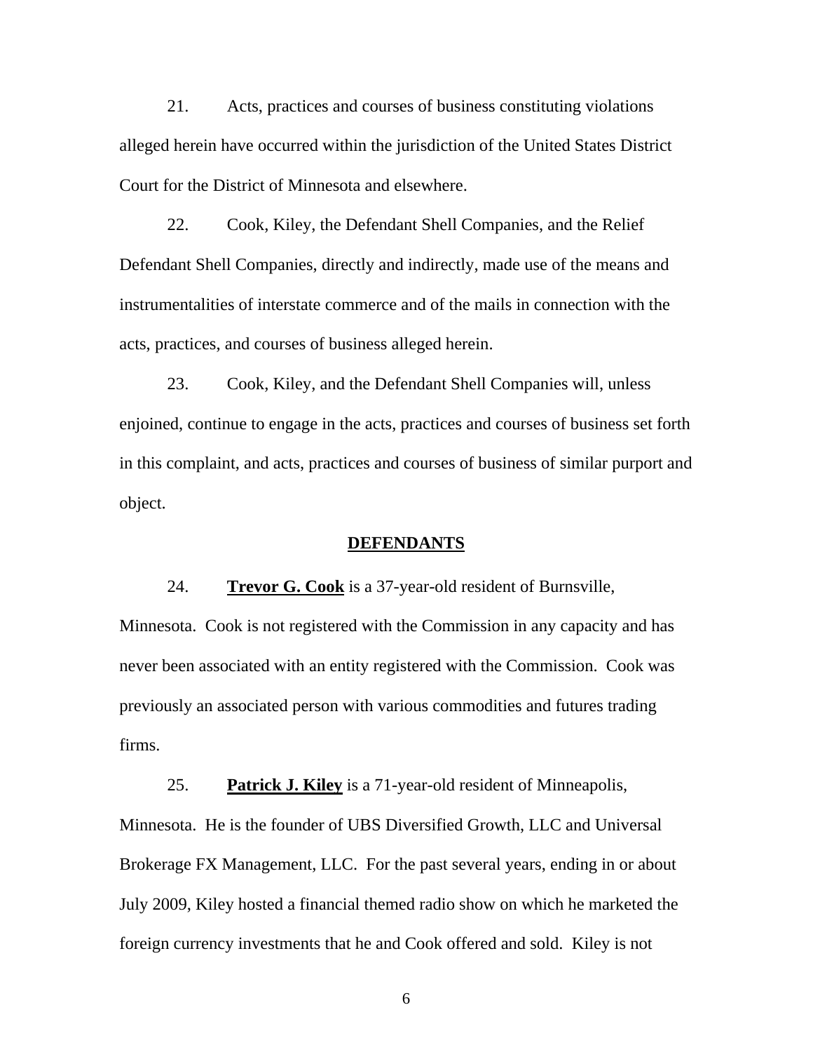21. Acts, practices and courses of business constituting violations alleged herein have occurred within the jurisdiction of the United States District Court for the District of Minnesota and elsewhere.

22. Cook, Kiley, the Defendant Shell Companies, and the Relief Defendant Shell Companies, directly and indirectly, made use of the means and instrumentalities of interstate commerce and of the mails in connection with the acts, practices, and courses of business alleged herein.

23. Cook, Kiley, and the Defendant Shell Companies will, unless enjoined, continue to engage in the acts, practices and courses of business set forth in this complaint, and acts, practices and courses of business of similar purport and object.

## DEFENDANTS

24. **Trevor G. Cook** is a 37-year-old resident of Burnsville, Minnesota. Cook is not registered with the Commission in any capacity and has never been associated with an entity registered with the Commission. Cook was previously an associated person with various commodities and futures trading firms.

25. **Patrick J. Kiley** is a 71-year-old resident of Minneapolis, Minnesota. He is the founder of UBS Diversified Growth, LLC and Universal Brokerage FX Management, LLC. For the past several years, ending in or about July 2009, Kiley hosted a financial themed radio show on which he marketed the foreign currency investments that he and Cook offered and sold. Kiley is not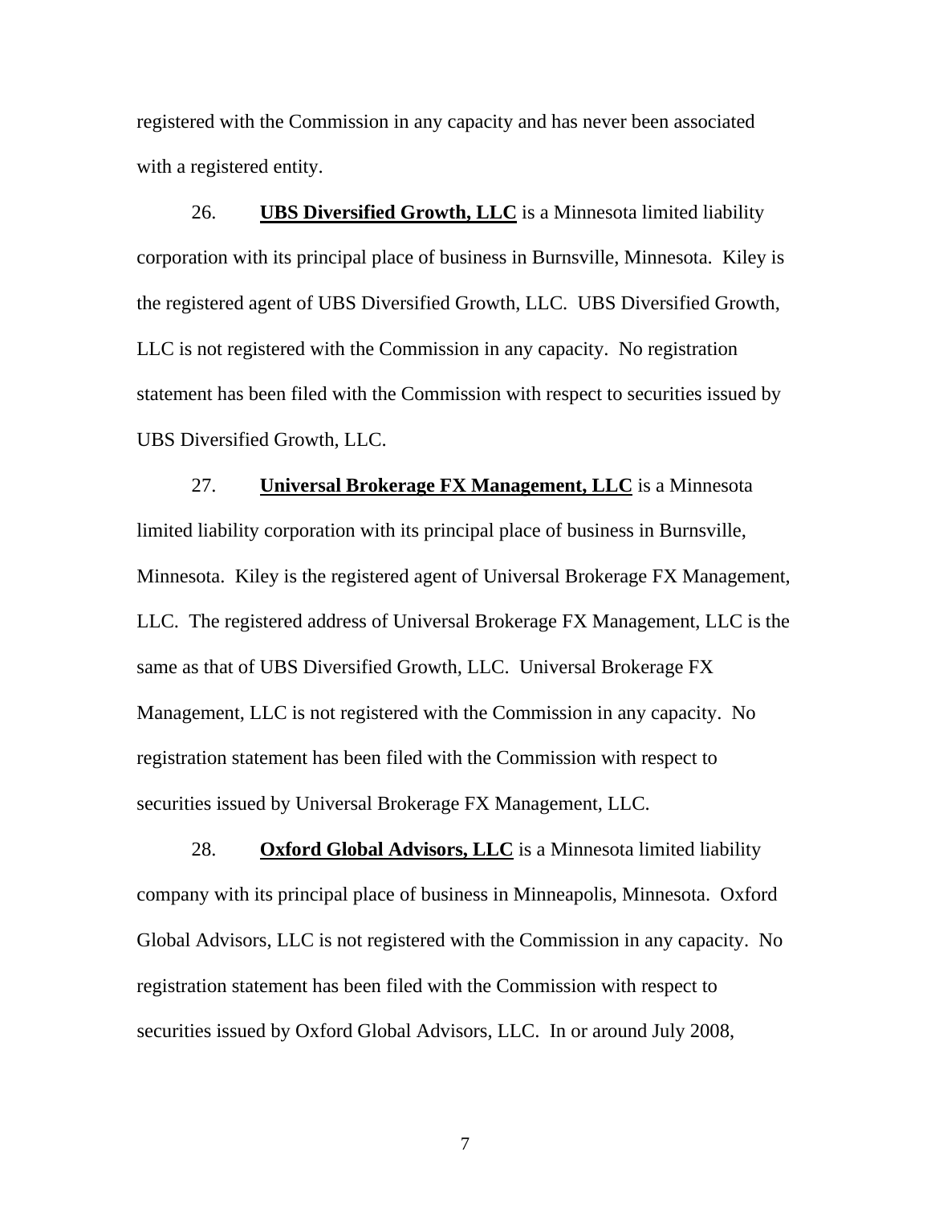registered with the Commission in any capacity and has never been associated with a registered entity.

26. **UBS Diversified Growth, LLC** is a Minnesota limited liability corporation with its principal place of business in Burnsville, Minnesota. Kiley is the registered agent of UBS Diversified Growth, LLC. UBS Diversified Growth, LLC is not registered with the Commission in any capacity. No registration statement has been filed with the Commission with respect to securities issued by UBS Diversified Growth, LLC.

27. **Universal Brokerage FX Management, LLC** is a Minnesota limited liability corporation with its principal place of business in Burnsville, Minnesota. Kiley is the registered agent of Universal Brokerage FX Management, LLC. The registered address of Universal Brokerage FX Management, LLC is the same as that of UBS Diversified Growth, LLC. Universal Brokerage FX Management, LLC is not registered with the Commission in any capacity. No registration statement has been filed with the Commission with respect to securities issued by Universal Brokerage FX Management, LLC.

28. **Oxford Global Advisors, LLC** is a Minnesota limited liability company with its principal place of business in Minneapolis, Minnesota. Oxford Global Advisors, LLC is not registered with the Commission in any capacity. No registration statement has been filed with the Commission with respect to securities issued by Oxford Global Advisors, LLC. In or around July 2008,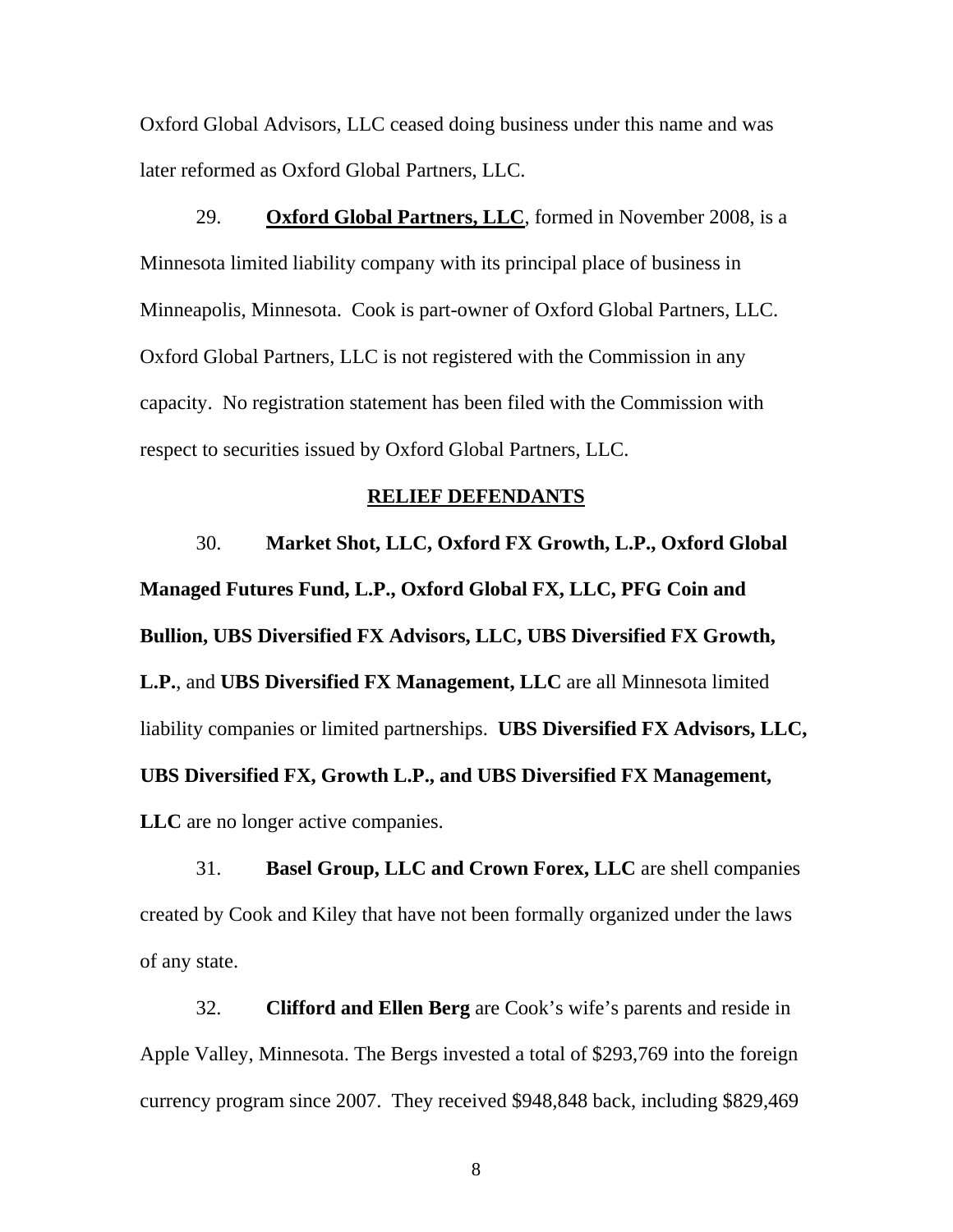Oxford Global Advisors, LLC ceased doing business under this name and was later reformed as Oxford Global Partners, LLC.

29. **Oxford Global Partners, LLC**, formed in November 2008, is a Minnesota limited liability company with its principal place of business in Minneapolis, Minnesota. Cook is part-owner of Oxford Global Partners, LLC. Oxford Global Partners, LLC is not registered with the Commission in any capacity. No registration statement has been filed with the Commission with respect to securities issued by Oxford Global Partners, LLC.

## RELIEF DEFENDANTS

30. **Market Shot, LLC, Oxford FX Growth, L.P., Oxford Global Managed Futures Fund, L.P., Oxford Global FX, LLC, PFG Coin and Bullion, UBS Diversified FX Advisors, LLC, UBS Diversified FX Growth, L.P.**, and **UBS Diversified FX Management, LLC** are all Minnesota limited liability companies or limited partnerships. **UBS Diversified FX Advisors, LLC, UBS Diversified FX, Growth L.P., and UBS Diversified FX Management, LLC** are no longer active companies.

31. **Basel Group, LLC and Crown Forex, LLC** are shell companies created by Cook and Kiley that have not been formally organized under the laws of any state.

32. **Clifford and Ellen Berg** are Cook's wife's parents and reside in Apple Valley, Minnesota. The Bergs invested a total of $293,769 into the foreign currency program since 2007. They received $948,848 back, including $829,469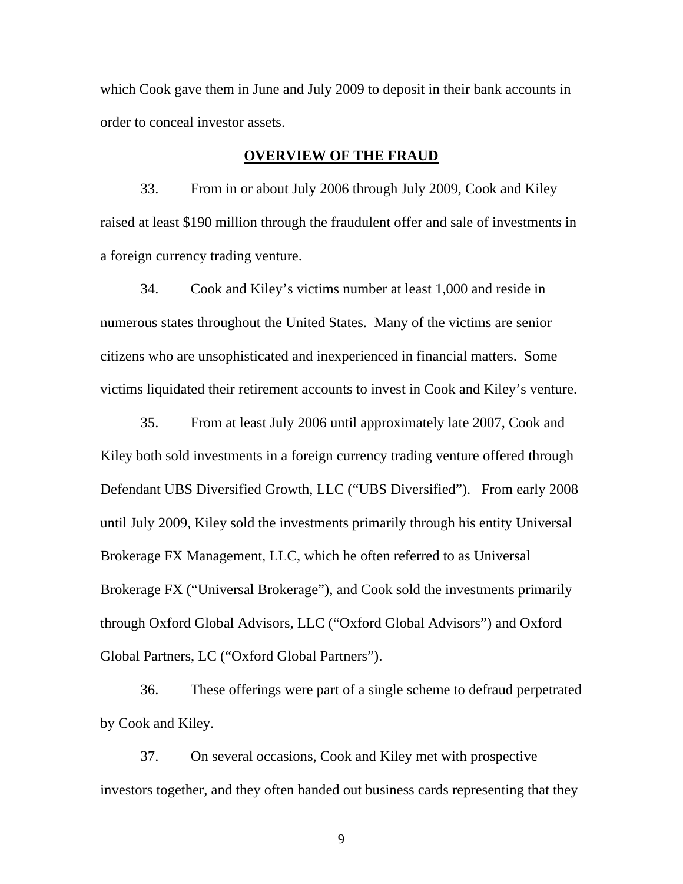which Cook gave them in June and July 2009 to deposit in their bank accounts in order to conceal investor assets.

## OVERVIEW OF THE FRAUD

33. From in or about July 2006 through July 2009, Cook and Kiley raised at least $190 million through the fraudulent offer and sale of investments in a foreign currency trading venture.

34. Cook and Kiley's victims number at least 1,000 and reside in numerous states throughout the United States. Many of the victims are senior citizens who are unsophisticated and inexperienced in financial matters. Some victims liquidated their retirement accounts to invest in Cook and Kiley's venture.

35. From at least July 2006 until approximately late 2007, Cook and Kiley both sold investments in a foreign currency trading venture offered through Defendant UBS Diversified Growth, LLC ("UBS Diversified"). From early 2008 until July 2009, Kiley sold the investments primarily through his entity Universal Brokerage FX Management, LLC, which he often referred to as Universal Brokerage FX ("Universal Brokerage"), and Cook sold the investments primarily through Oxford Global Advisors, LLC ("Oxford Global Advisors") and Oxford Global Partners, LC ("Oxford Global Partners").

36. These offerings were part of a single scheme to defraud perpetrated by Cook and Kiley.

37. On several occasions, Cook and Kiley met with prospective investors together, and they often handed out business cards representing that they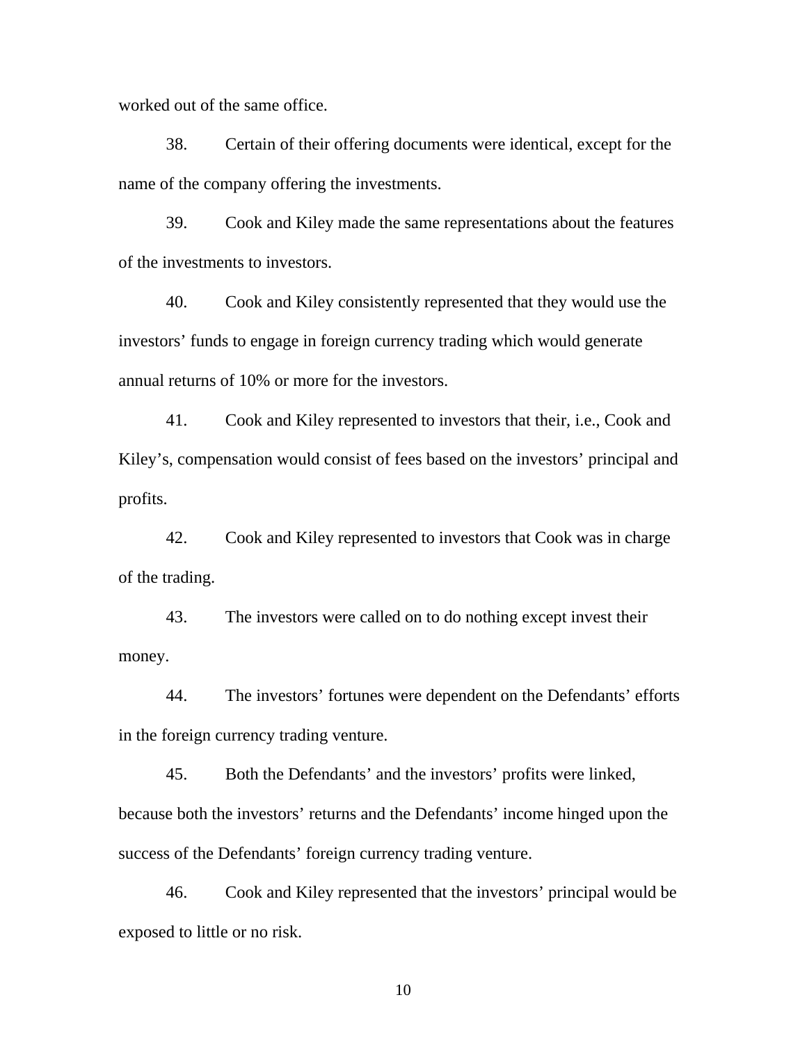worked out of the same office.

38. Certain of their offering documents were identical, except for the name of the company offering the investments.

39. Cook and Kiley made the same representations about the features of the investments to investors.

40. Cook and Kiley consistently represented that they would use the investors' funds to engage in foreign currency trading which would generate annual returns of 10% or more for the investors.

41. Cook and Kiley represented to investors that their, i.e., Cook and Kiley's, compensation would consist of fees based on the investors' principal and profits.

42. Cook and Kiley represented to investors that Cook was in charge of the trading.

43. The investors were called on to do nothing except invest their money.

44. The investors' fortunes were dependent on the Defendants' efforts in the foreign currency trading venture.

45. Both the Defendants' and the investors' profits were linked, because both the investors' returns and the Defendants' income hinged upon the success of the Defendants' foreign currency trading venture.

46. Cook and Kiley represented that the investors' principal would be exposed to little or no risk.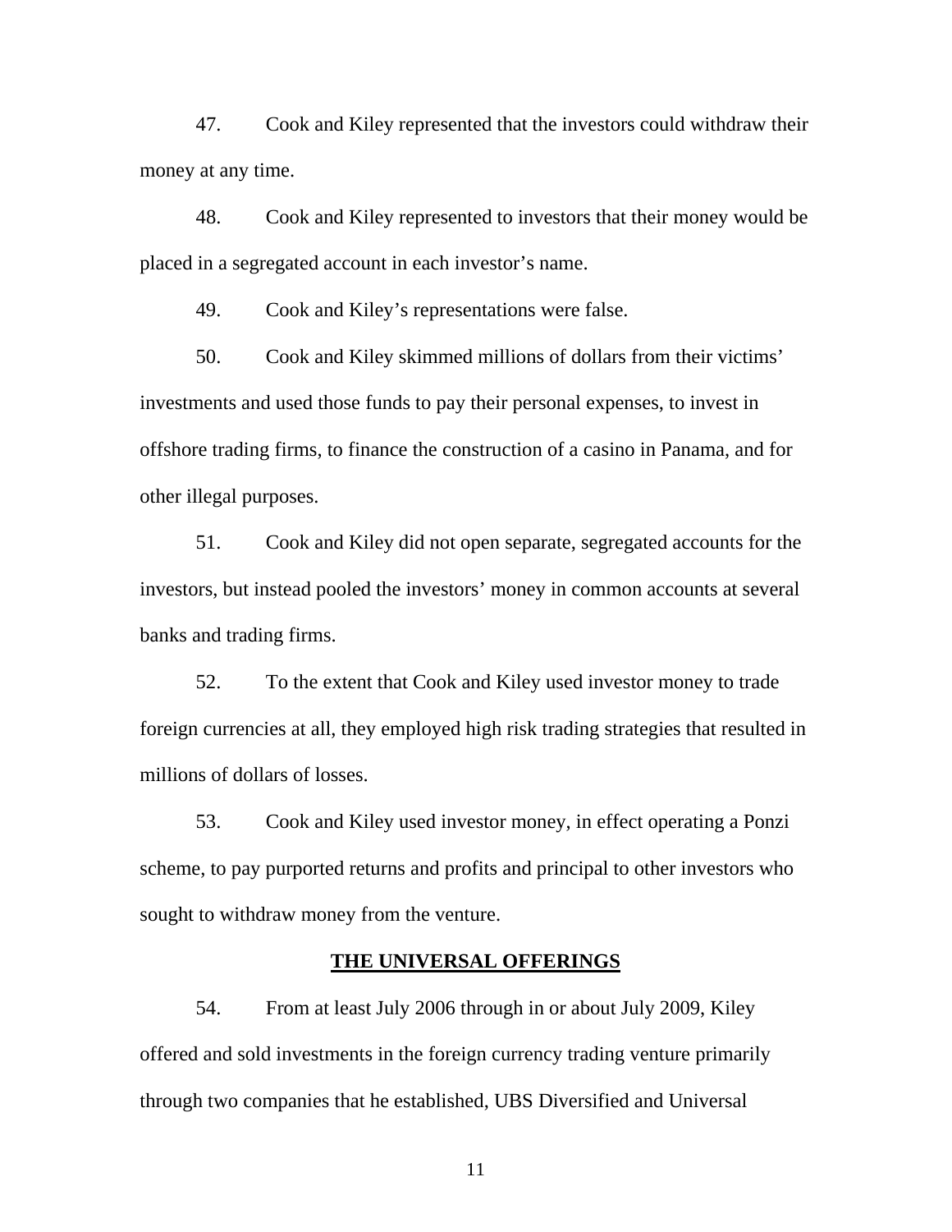47. Cook and Kiley represented that the investors could withdraw their money at any time.

48. Cook and Kiley represented to investors that their money would be placed in a segregated account in each investor's name.

49. Cook and Kiley's representations were false.

50. Cook and Kiley skimmed millions of dollars from their victims' investments and used those funds to pay their personal expenses, to invest in offshore trading firms, to finance the construction of a casino in Panama, and for other illegal purposes.

51. Cook and Kiley did not open separate, segregated accounts for the investors, but instead pooled the investors' money in common accounts at several banks and trading firms.

52. To the extent that Cook and Kiley used investor money to trade foreign currencies at all, they employed high risk trading strategies that resulted in millions of dollars of losses.

53. Cook and Kiley used investor money, in effect operating a Ponzi scheme, to pay purported returns and profits and principal to other investors who sought to withdraw money from the venture.

## THE UNIVERSAL OFFERINGS

54. From at least July 2006 through in or about July 2009, Kiley offered and sold investments in the foreign currency trading venture primarily through two companies that he established, UBS Diversified and Universal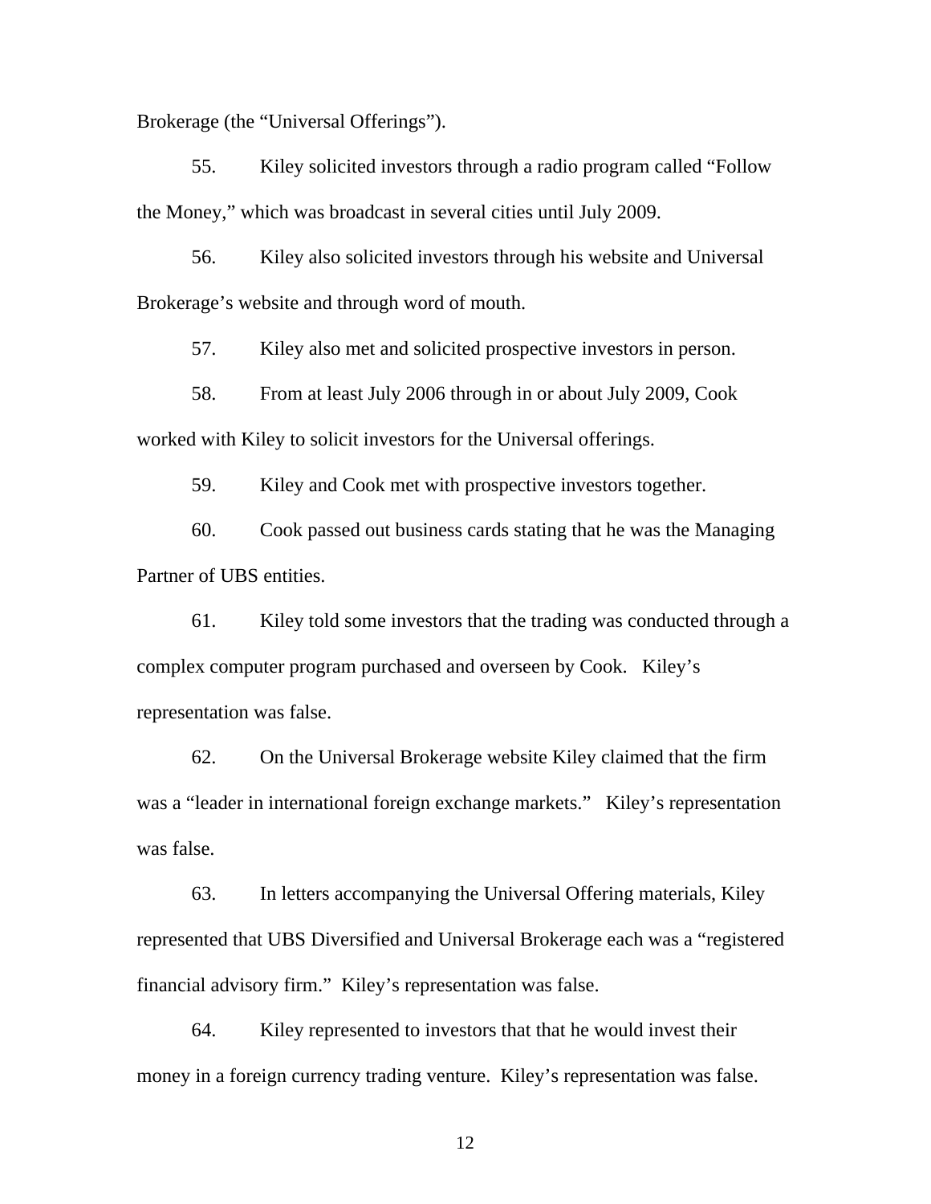Brokerage (the “Universal Offerings”).

55. Kiley solicited investors through a radio program called “Follow the Money,” which was broadcast in several cities until July 2009.

56. Kiley also solicited investors through his website and Universal Brokerage’s website and through word of mouth.

57. Kiley also met and solicited prospective investors in person.

58. From at least July 2006 through in or about July 2009, Cook worked with Kiley to solicit investors for the Universal offerings.

59. Kiley and Cook met with prospective investors together.

60. Cook passed out business cards stating that he was the Managing Partner of UBS entities.

61. Kiley told some investors that the trading was conducted through a complex computer program purchased and overseen by Cook. Kiley’s representation was false.

62. On the Universal Brokerage website Kiley claimed that the firm was a “leader in international foreign exchange markets.” Kiley’s representation was false.

63. In letters accompanying the Universal Offering materials, Kiley represented that UBS Diversified and Universal Brokerage each was a “registered financial advisory firm.” Kiley’s representation was false.

64. Kiley represented to investors that that he would invest their money in a foreign currency trading venture. Kiley’s representation was false.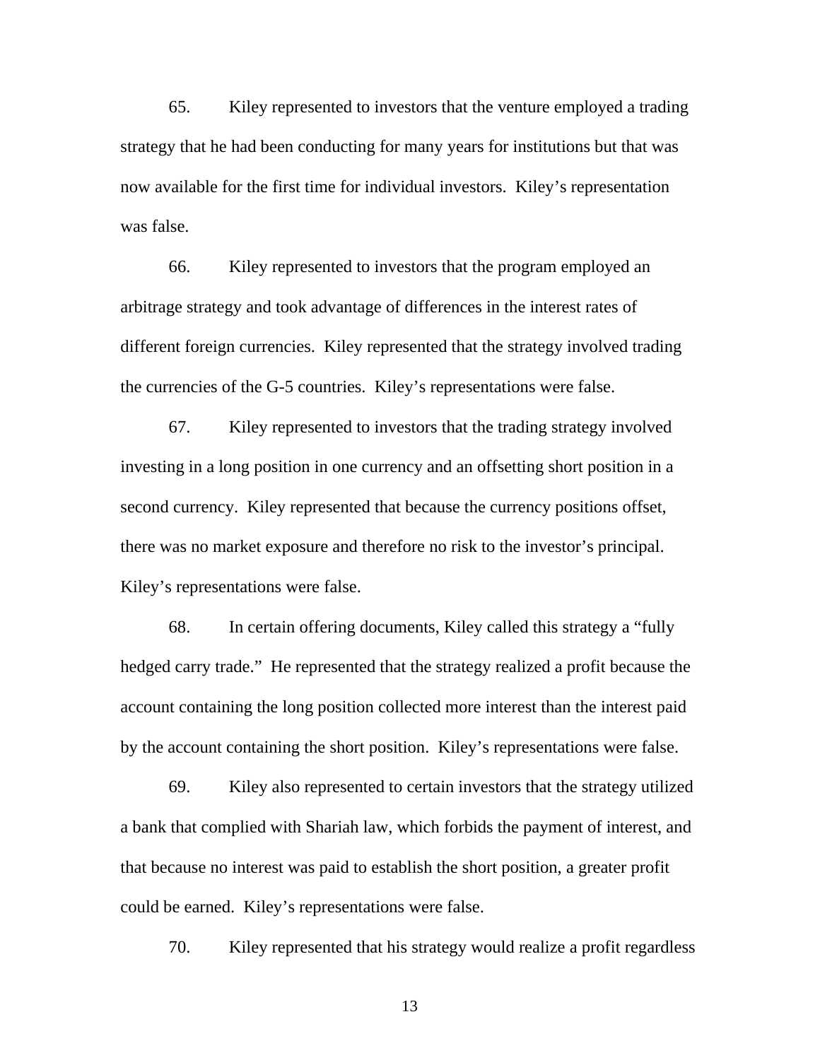65. Kiley represented to investors that the venture employed a trading strategy that he had been conducting for many years for institutions but that was now available for the first time for individual investors. Kiley's representation was false.

66. Kiley represented to investors that the program employed an arbitrage strategy and took advantage of differences in the interest rates of different foreign currencies. Kiley represented that the strategy involved trading the currencies of the G-5 countries. Kiley's representations were false.

67. Kiley represented to investors that the trading strategy involved investing in a long position in one currency and an offsetting short position in a second currency. Kiley represented that because the currency positions offset, there was no market exposure and therefore no risk to the investor's principal. Kiley's representations were false.

68. In certain offering documents, Kiley called this strategy a "fully hedged carry trade." He represented that the strategy realized a profit because the account containing the long position collected more interest than the interest paid by the account containing the short position. Kiley's representations were false.

69. Kiley also represented to certain investors that the strategy utilized a bank that complied with Shariah law, which forbids the payment of interest, and that because no interest was paid to establish the short position, a greater profit could be earned. Kiley's representations were false.

70. Kiley represented that his strategy would realize a profit regardless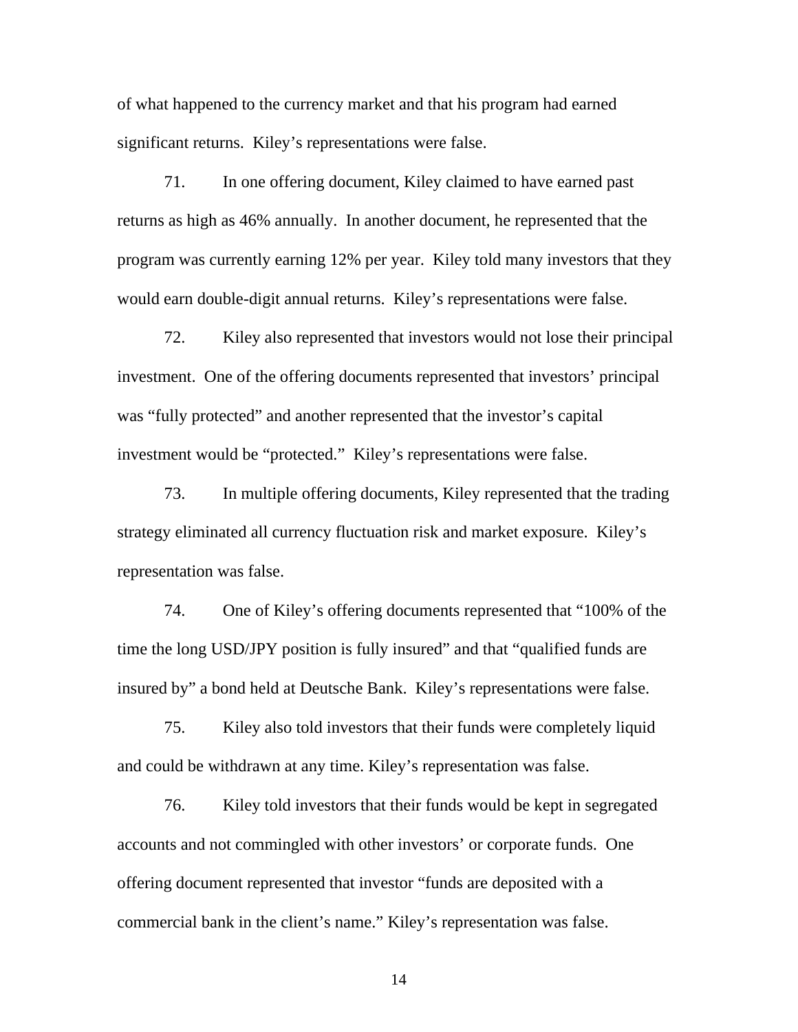of what happened to the currency market and that his program had earned significant returns. Kiley's representations were false.

71. In one offering document, Kiley claimed to have earned past returns as high as 46% annually. In another document, he represented that the program was currently earning 12% per year. Kiley told many investors that they would earn double-digit annual returns. Kiley's representations were false.

72. Kiley also represented that investors would not lose their principal investment. One of the offering documents represented that investors' principal was "fully protected" and another represented that the investor's capital investment would be "protected." Kiley's representations were false.

73. In multiple offering documents, Kiley represented that the trading strategy eliminated all currency fluctuation risk and market exposure. Kiley's representation was false.

74. One of Kiley's offering documents represented that "100% of the time the long USD/JPY position is fully insured" and that "qualified funds are insured by" a bond held at Deutsche Bank. Kiley's representations were false.

75. Kiley also told investors that their funds were completely liquid and could be withdrawn at any time. Kiley's representation was false.

76. Kiley told investors that their funds would be kept in segregated accounts and not commingled with other investors' or corporate funds. One offering document represented that investor "funds are deposited with a commercial bank in the client's name." Kiley's representation was false.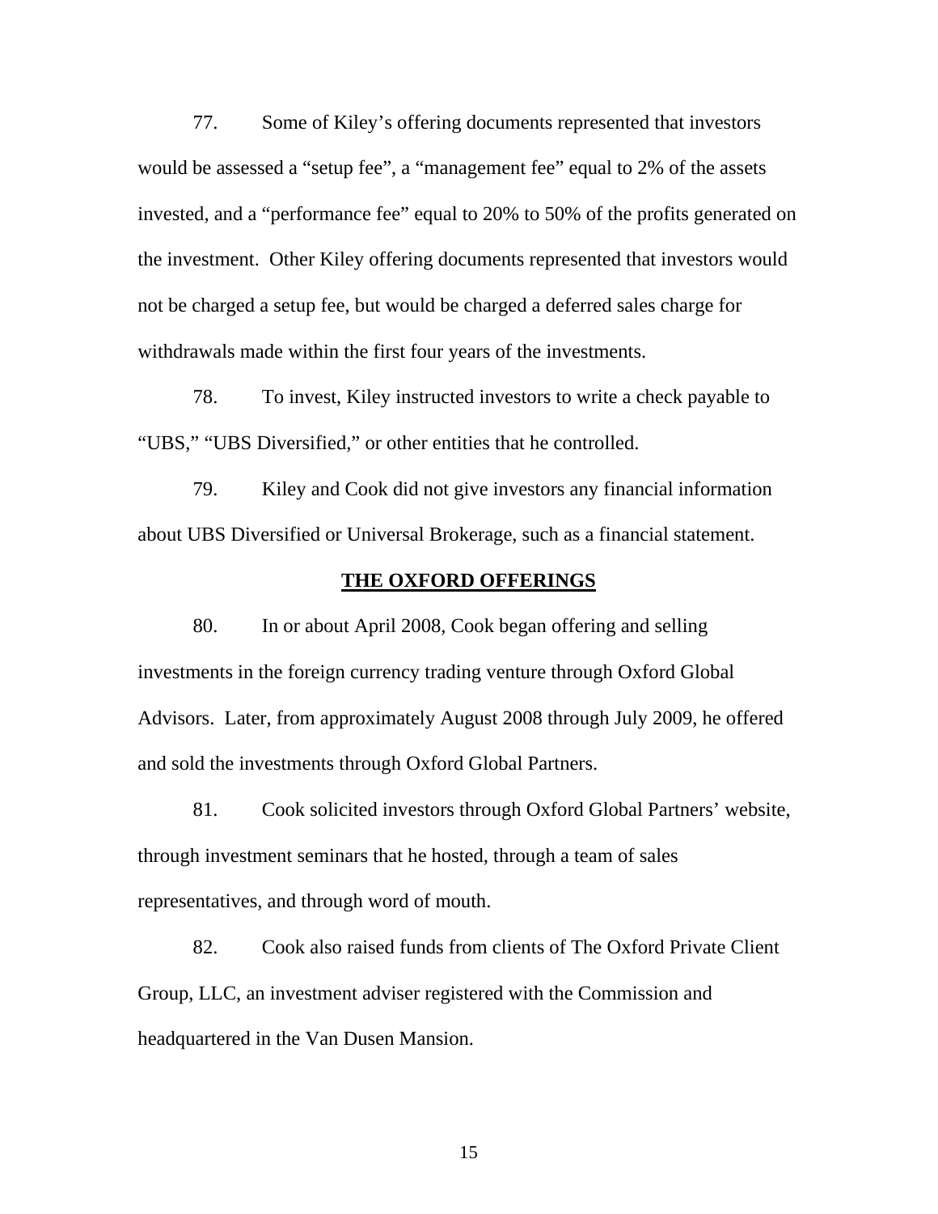77. Some of Kiley's offering documents represented that investors would be assessed a "setup fee", a "management fee" equal to 2% of the assets invested, and a "performance fee" equal to 20% to 50% of the profits generated on the investment. Other Kiley offering documents represented that investors would not be charged a setup fee, but would be charged a deferred sales charge for withdrawals made within the first four years of the investments.

78. To invest, Kiley instructed investors to write a check payable to "UBS," "UBS Diversified," or other entities that he controlled.

79. Kiley and Cook did not give investors any financial information about UBS Diversified or Universal Brokerage, such as a financial statement.

## THE OXFORD OFFERINGS

80. In or about April 2008, Cook began offering and selling investments in the foreign currency trading venture through Oxford Global Advisors. Later, from approximately August 2008 through July 2009, he offered and sold the investments through Oxford Global Partners.

81. Cook solicited investors through Oxford Global Partners' website, through investment seminars that he hosted, through a team of sales representatives, and through word of mouth.

82. Cook also raised funds from clients of The Oxford Private Client Group, LLC, an investment adviser registered with the Commission and headquartered in the Van Dusen Mansion.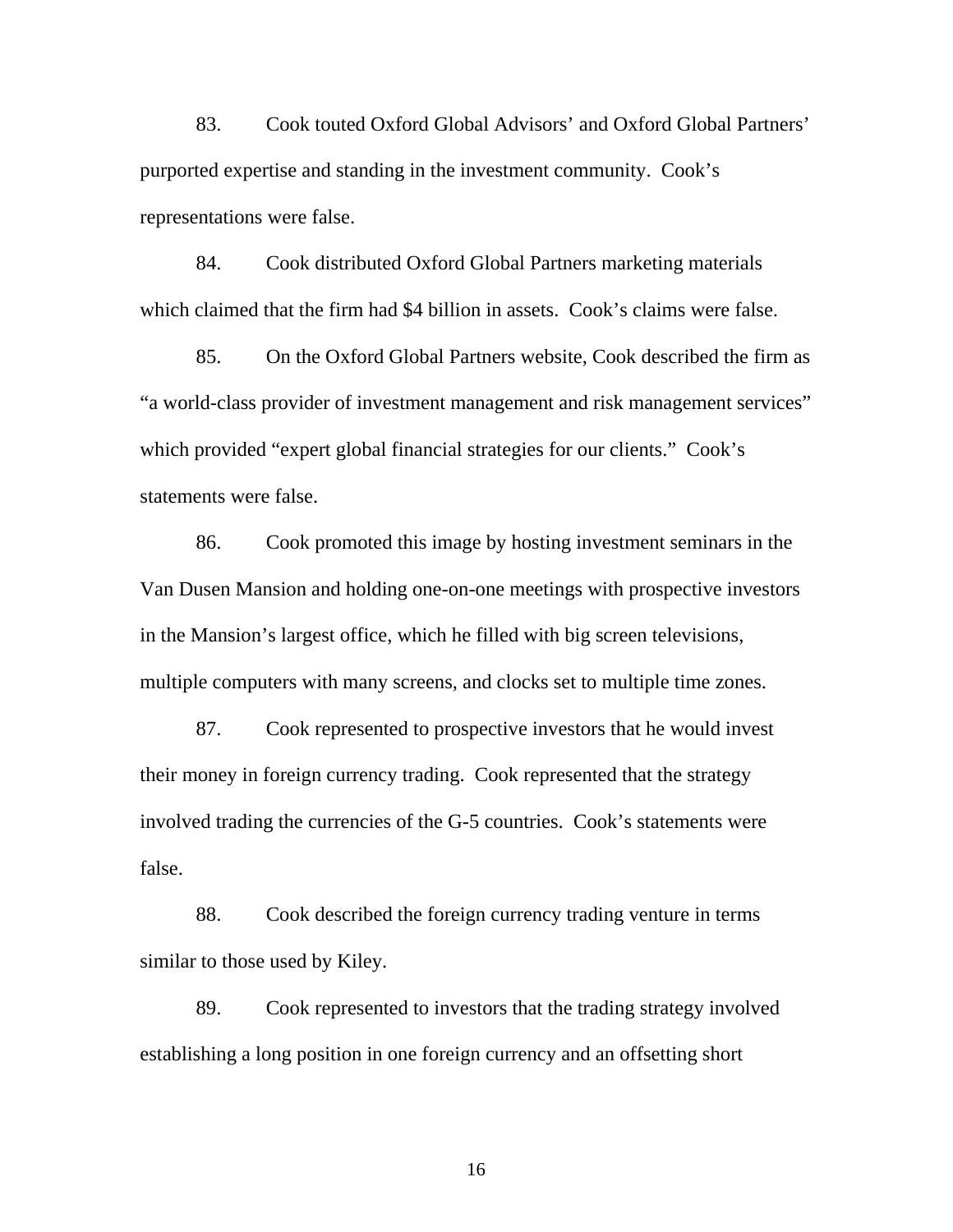83. Cook touted Oxford Global Advisors' and Oxford Global Partners' purported expertise and standing in the investment community. Cook's representations were false.

84. Cook distributed Oxford Global Partners marketing materials which claimed that the firm had $4 billion in assets. Cook's claims were false.

85. On the Oxford Global Partners website, Cook described the firm as "a world-class provider of investment management and risk management services" which provided "expert global financial strategies for our clients." Cook's statements were false.

86. Cook promoted this image by hosting investment seminars in the Van Dusen Mansion and holding one-on-one meetings with prospective investors in the Mansion's largest office, which he filled with big screen televisions, multiple computers with many screens, and clocks set to multiple time zones.

87. Cook represented to prospective investors that he would invest their money in foreign currency trading. Cook represented that the strategy involved trading the currencies of the G-5 countries. Cook's statements were false.

88. Cook described the foreign currency trading venture in terms similar to those used by Kiley.

89. Cook represented to investors that the trading strategy involved establishing a long position in one foreign currency and an offsetting short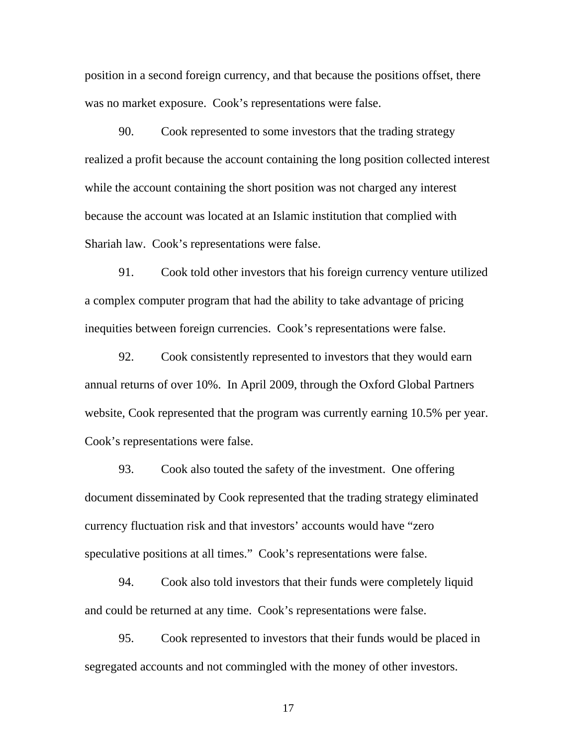position in a second foreign currency, and that because the positions offset, there was no market exposure. Cook's representations were false.

90. Cook represented to some investors that the trading strategy realized a profit because the account containing the long position collected interest while the account containing the short position was not charged any interest because the account was located at an Islamic institution that complied with Shariah law. Cook's representations were false.

91. Cook told other investors that his foreign currency venture utilized a complex computer program that had the ability to take advantage of pricing inequities between foreign currencies. Cook's representations were false.

92. Cook consistently represented to investors that they would earn annual returns of over 10%. In April 2009, through the Oxford Global Partners website, Cook represented that the program was currently earning 10.5% per year. Cook's representations were false.

93. Cook also touted the safety of the investment. One offering document disseminated by Cook represented that the trading strategy eliminated currency fluctuation risk and that investors' accounts would have "zero speculative positions at all times." Cook's representations were false.

94. Cook also told investors that their funds were completely liquid and could be returned at any time. Cook's representations were false.

95. Cook represented to investors that their funds would be placed in segregated accounts and not commingled with the money of other investors.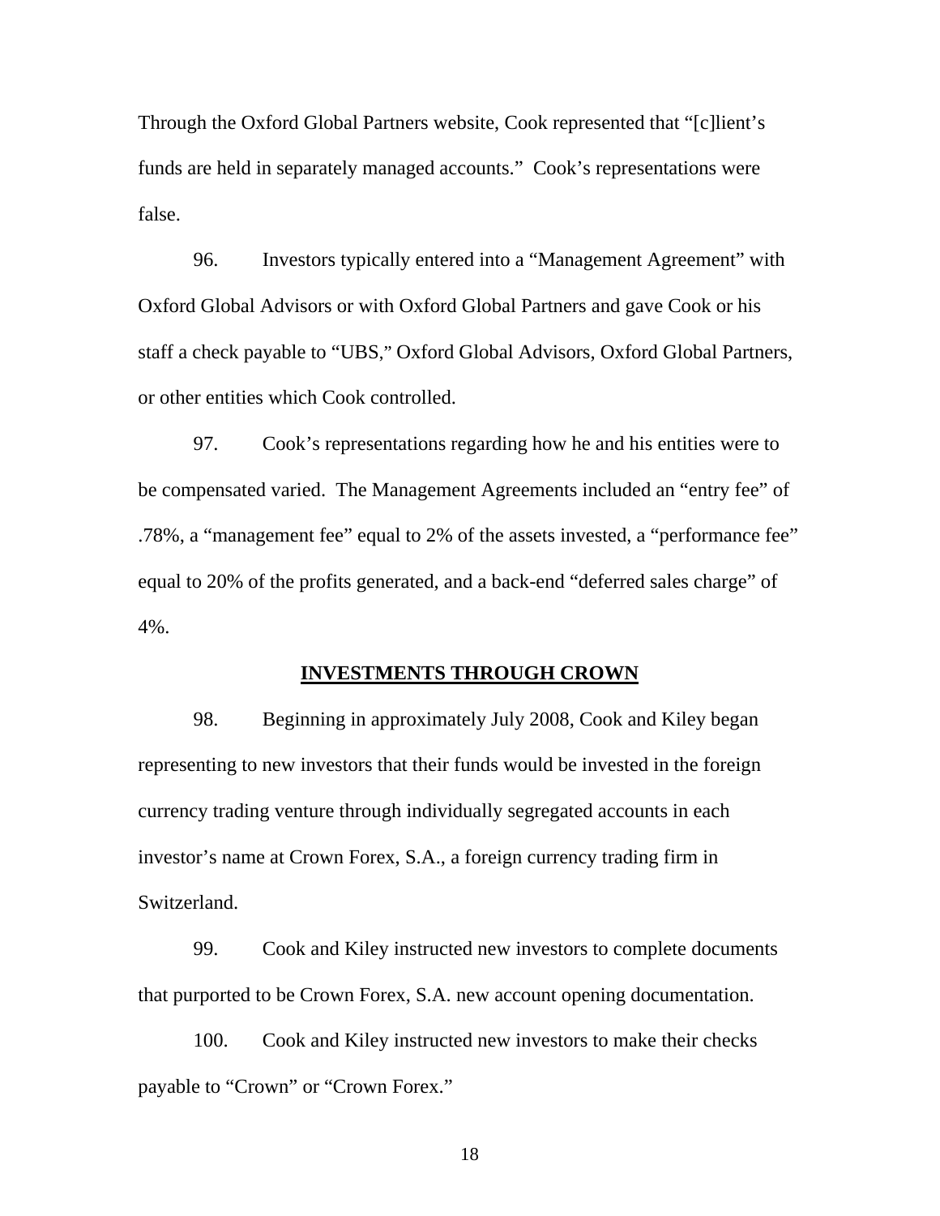Through the Oxford Global Partners website, Cook represented that "[c]lient's funds are held in separately managed accounts." Cook's representations were false.

96. Investors typically entered into a "Management Agreement" with Oxford Global Advisors or with Oxford Global Partners and gave Cook or his staff a check payable to "UBS," Oxford Global Advisors, Oxford Global Partners, or other entities which Cook controlled.

97. Cook's representations regarding how he and his entities were to be compensated varied. The Management Agreements included an "entry fee" of .78%, a "management fee" equal to 2% of the assets invested, a "performance fee" equal to 20% of the profits generated, and a back-end "deferred sales charge" of 4%.

## INVESTMENTS THROUGH CROWN

98. Beginning in approximately July 2008, Cook and Kiley began representing to new investors that their funds would be invested in the foreign currency trading venture through individually segregated accounts in each investor's name at Crown Forex, S.A., a foreign currency trading firm in Switzerland.

99. Cook and Kiley instructed new investors to complete documents that purported to be Crown Forex, S.A. new account opening documentation.

100. Cook and Kiley instructed new investors to make their checks payable to "Crown" or "Crown Forex."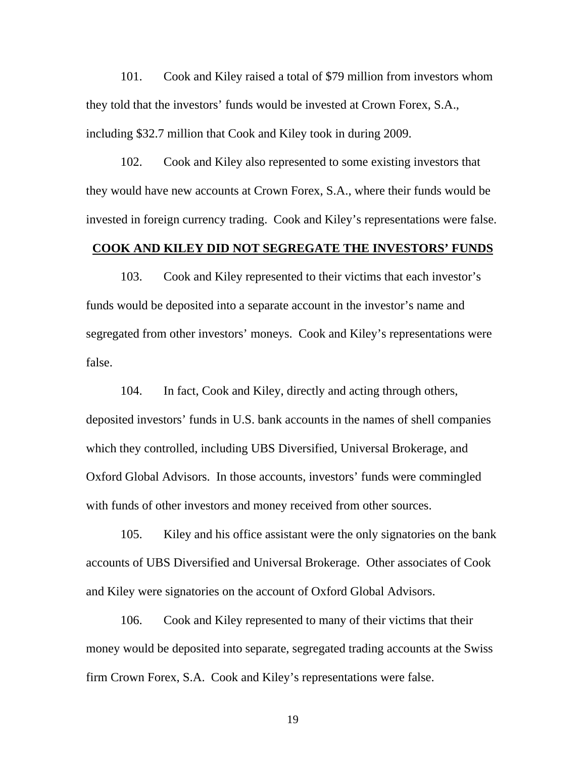101. Cook and Kiley raised a total of $79 million from investors whom they told that the investors' funds would be invested at Crown Forex, S.A., including $32.7 million that Cook and Kiley took in during 2009.

102. Cook and Kiley also represented to some existing investors that they would have new accounts at Crown Forex, S.A., where their funds would be invested in foreign currency trading. Cook and Kiley's representations were false.

## COOK AND KILEY DID NOT SEGREGATE THE INVESTORS' FUNDS

103. Cook and Kiley represented to their victims that each investor's funds would be deposited into a separate account in the investor's name and segregated from other investors' moneys. Cook and Kiley's representations were false.

104. In fact, Cook and Kiley, directly and acting through others, deposited investors' funds in U.S. bank accounts in the names of shell companies which they controlled, including UBS Diversified, Universal Brokerage, and Oxford Global Advisors. In those accounts, investors' funds were commingled with funds of other investors and money received from other sources.

105. Kiley and his office assistant were the only signatories on the bank accounts of UBS Diversified and Universal Brokerage. Other associates of Cook and Kiley were signatories on the account of Oxford Global Advisors.

106. Cook and Kiley represented to many of their victims that their money would be deposited into separate, segregated trading accounts at the Swiss firm Crown Forex, S.A. Cook and Kiley's representations were false.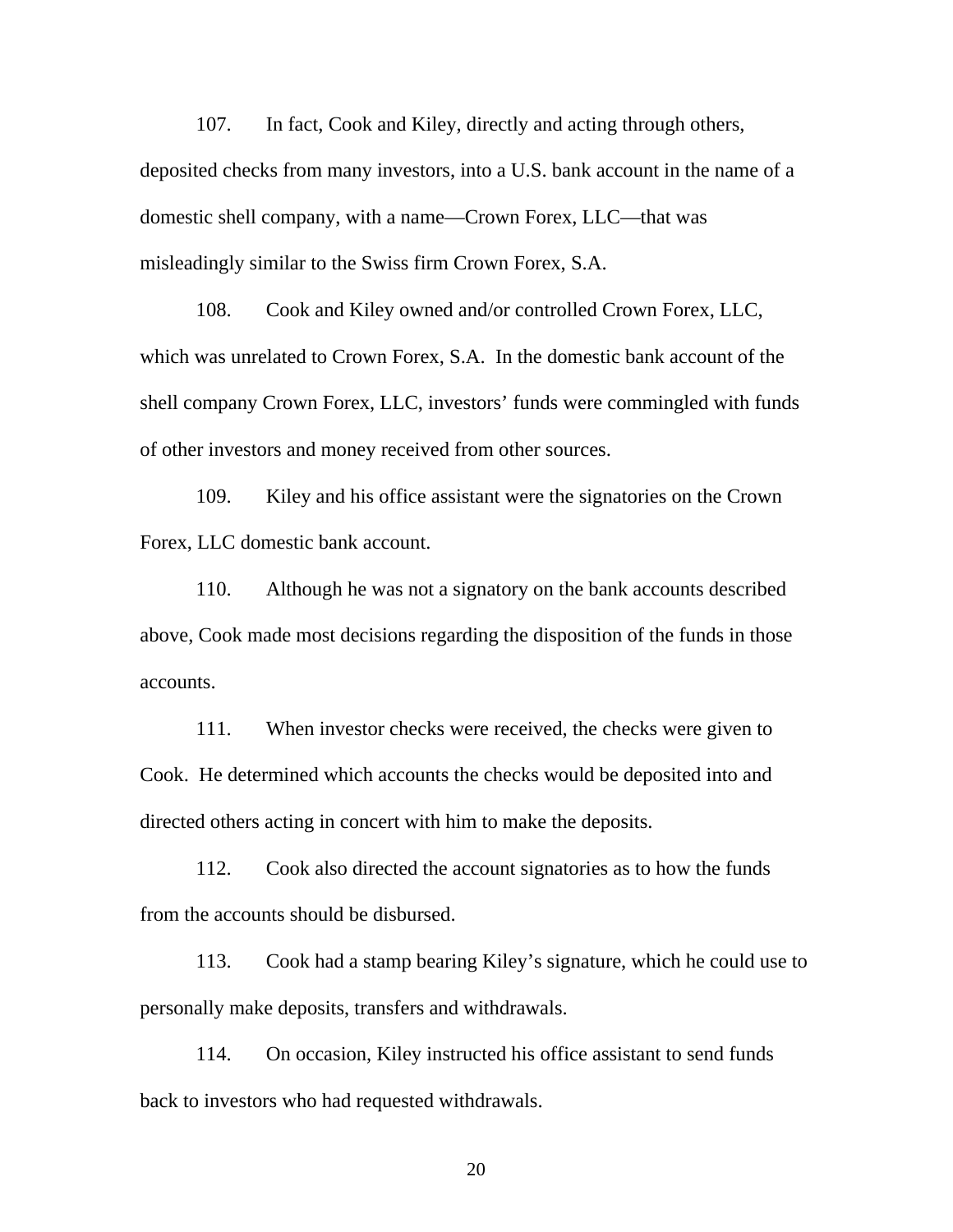107. In fact, Cook and Kiley, directly and acting through others, deposited checks from many investors, into a U.S. bank account in the name of a domestic shell company, with a name—Crown Forex, LLC—that was misleadingly similar to the Swiss firm Crown Forex, S.A.

108. Cook and Kiley owned and/or controlled Crown Forex, LLC, which was unrelated to Crown Forex, S.A. In the domestic bank account of the shell company Crown Forex, LLC, investors' funds were commingled with funds of other investors and money received from other sources.

109. Kiley and his office assistant were the signatories on the Crown Forex, LLC domestic bank account.

110. Although he was not a signatory on the bank accounts described above, Cook made most decisions regarding the disposition of the funds in those accounts.

111. When investor checks were received, the checks were given to Cook. He determined which accounts the checks would be deposited into and directed others acting in concert with him to make the deposits.

112. Cook also directed the account signatories as to how the funds from the accounts should be disbursed.

113. Cook had a stamp bearing Kiley's signature, which he could use to personally make deposits, transfers and withdrawals.

114. On occasion, Kiley instructed his office assistant to send funds back to investors who had requested withdrawals.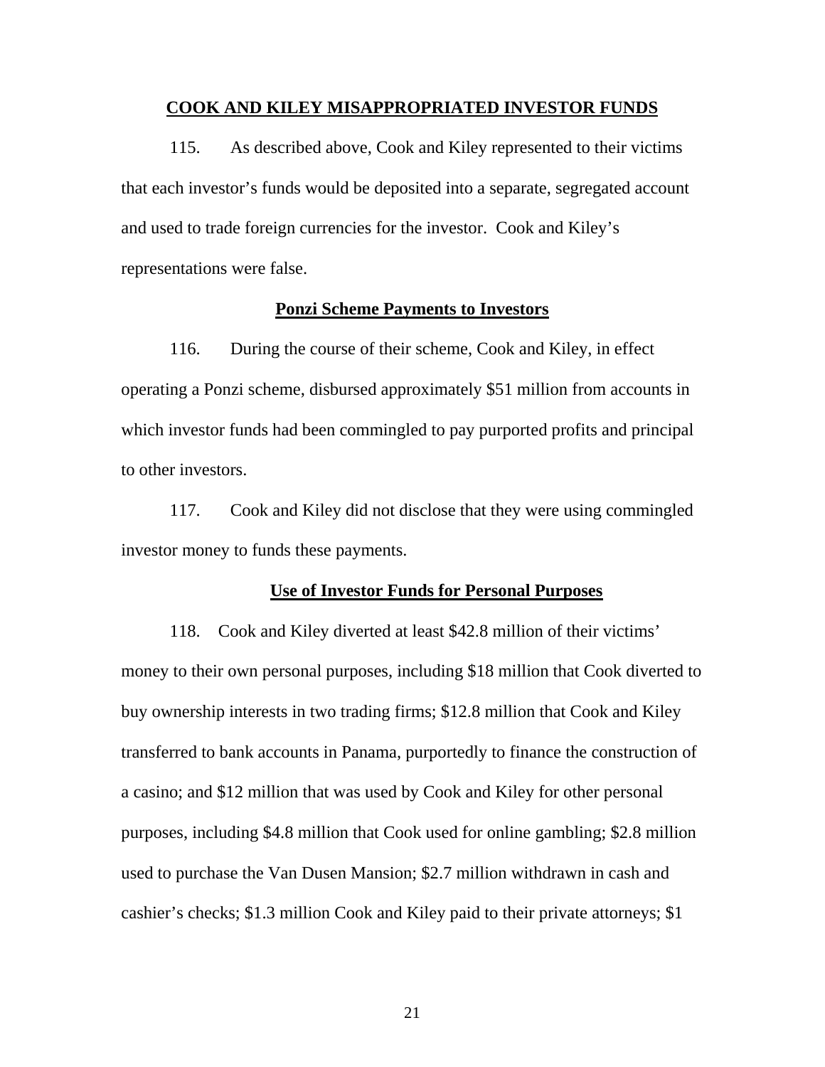## COOK AND KILEY MISAPPROPRIATED INVESTOR FUNDS

115. As described above, Cook and Kiley represented to their victims that each investor's funds would be deposited into a separate, segregated account and used to trade foreign currencies for the investor. Cook and Kiley's representations were false.

### Ponzi Scheme Payments to Investors

116. During the course of their scheme, Cook and Kiley, in effect operating a Ponzi scheme, disbursed approximately $51 million from accounts in which investor funds had been commingled to pay purported profits and principal to other investors.

117. Cook and Kiley did not disclose that they were using commingled investor money to funds these payments.

### Use of Investor Funds for Personal Purposes

118. Cook and Kiley diverted at least $42.8 million of their victims' money to their own personal purposes, including $18 million that Cook diverted to buy ownership interests in two trading firms; $12.8 million that Cook and Kiley transferred to bank accounts in Panama, purportedly to finance the construction of a casino; and $12 million that was used by Cook and Kiley for other personal purposes, including $4.8 million that Cook used for online gambling; $2.8 million used to purchase the Van Dusen Mansion; $2.7 million withdrawn in cash and cashier's checks; $1.3 million Cook and Kiley paid to their private attorneys; $1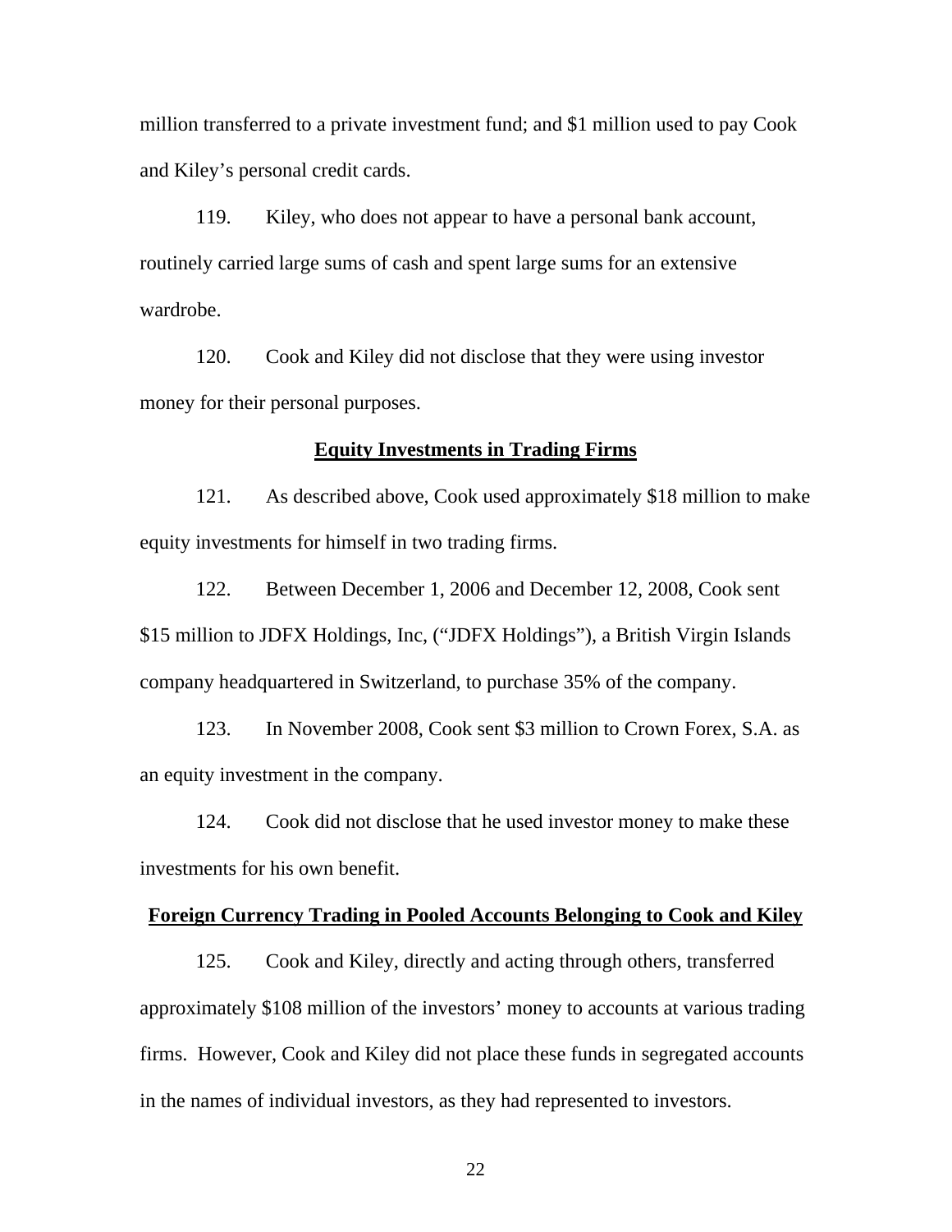million transferred to a private investment fund; and $1 million used to pay Cook and Kiley's personal credit cards.

119. Kiley, who does not appear to have a personal bank account, routinely carried large sums of cash and spent large sums for an extensive wardrobe.

120. Cook and Kiley did not disclose that they were using investor money for their personal purposes.

**Equity Investments in Trading Firms**

121. As described above, Cook used approximately $18 million to make equity investments for himself in two trading firms.

122. Between December 1, 2006 and December 12, 2008, Cook sent $15 million to JDFX Holdings, Inc, ("JDFX Holdings"), a British Virgin Islands company headquartered in Switzerland, to purchase 35% of the company.

123. In November 2008, Cook sent $3 million to Crown Forex, S.A. as an equity investment in the company.

124. Cook did not disclose that he used investor money to make these investments for his own benefit.

**Foreign Currency Trading in Pooled Accounts Belonging to Cook and Kiley**

125. Cook and Kiley, directly and acting through others, transferred approximately $108 million of the investors' money to accounts at various trading firms. However, Cook and Kiley did not place these funds in segregated accounts in the names of individual investors, as they had represented to investors.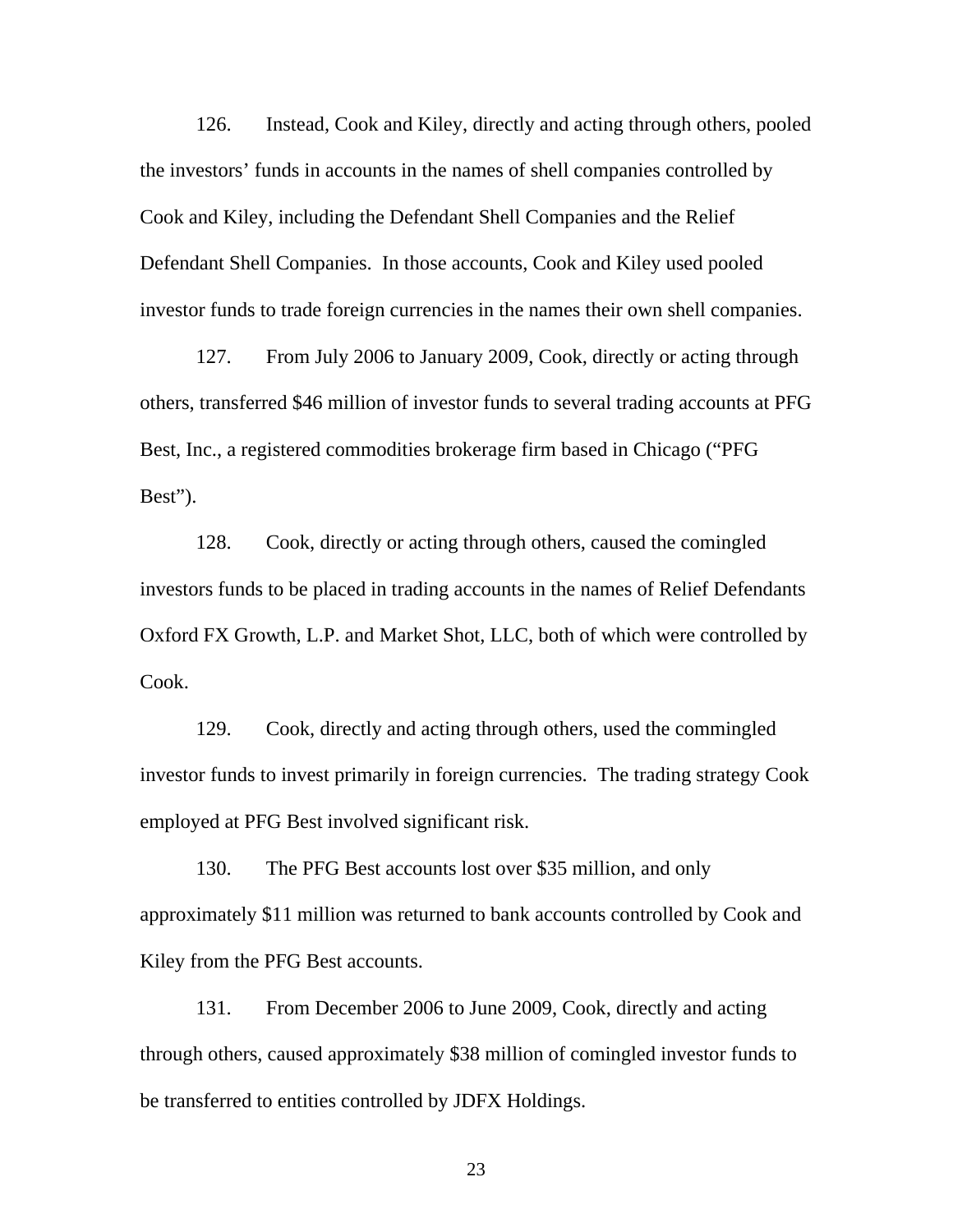126. Instead, Cook and Kiley, directly and acting through others, pooled the investors' funds in accounts in the names of shell companies controlled by Cook and Kiley, including the Defendant Shell Companies and the Relief Defendant Shell Companies. In those accounts, Cook and Kiley used pooled investor funds to trade foreign currencies in the names their own shell companies.

127. From July 2006 to January 2009, Cook, directly or acting through others, transferred $46 million of investor funds to several trading accounts at PFG Best, Inc., a registered commodities brokerage firm based in Chicago ("PFG Best").

128. Cook, directly or acting through others, caused the comingled investors funds to be placed in trading accounts in the names of Relief Defendants Oxford FX Growth, L.P. and Market Shot, LLC, both of which were controlled by Cook.

129. Cook, directly and acting through others, used the commingled investor funds to invest primarily in foreign currencies. The trading strategy Cook employed at PFG Best involved significant risk.

130. The PFG Best accounts lost over $35 million, and only approximately $11 million was returned to bank accounts controlled by Cook and Kiley from the PFG Best accounts.

131. From December 2006 to June 2009, Cook, directly and acting through others, caused approximately $38 million of comingled investor funds to be transferred to entities controlled by JDFX Holdings.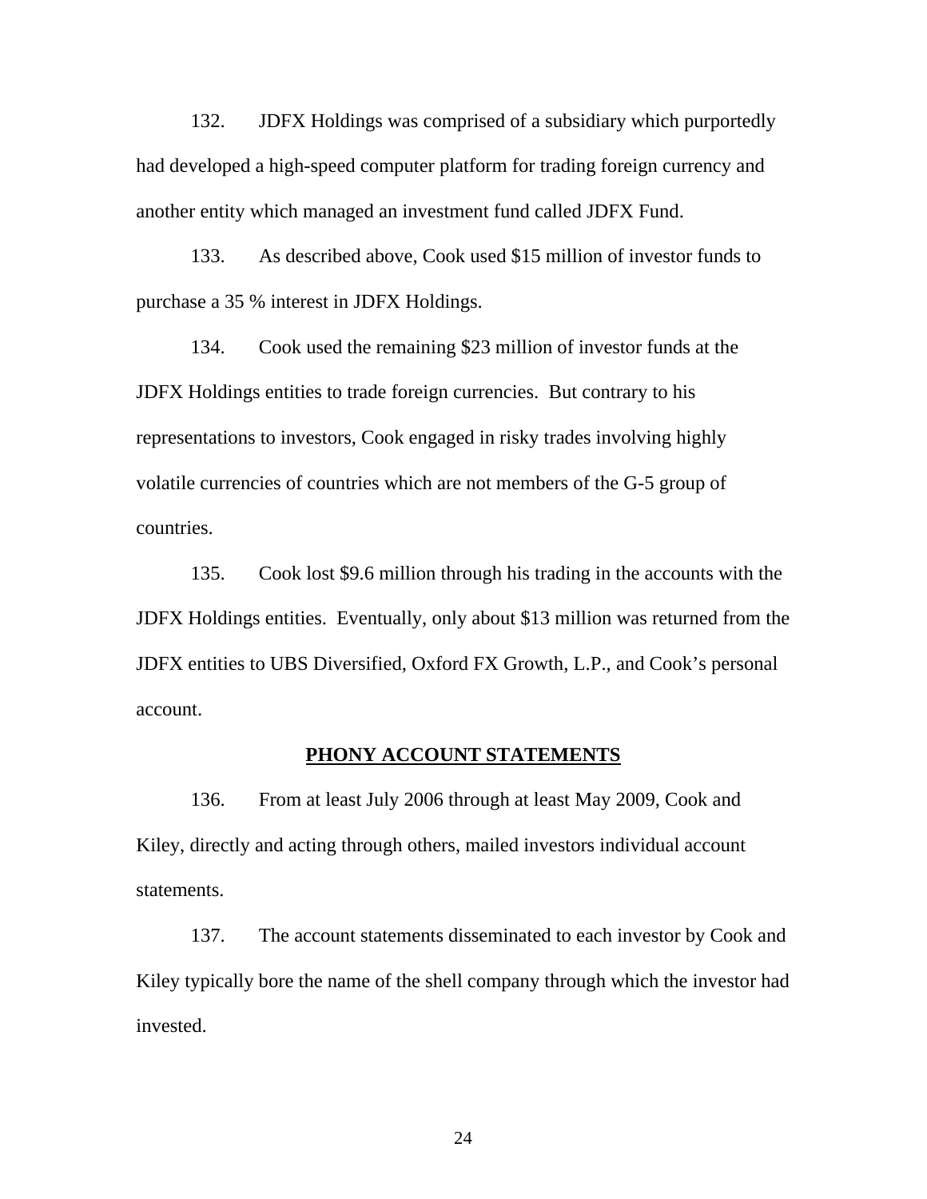132. JDFX Holdings was comprised of a subsidiary which purportedly had developed a high-speed computer platform for trading foreign currency and another entity which managed an investment fund called JDFX Fund.

133. As described above, Cook used $15 million of investor funds to purchase a 35 % interest in JDFX Holdings.

134. Cook used the remaining $23 million of investor funds at the JDFX Holdings entities to trade foreign currencies. But contrary to his representations to investors, Cook engaged in risky trades involving highly volatile currencies of countries which are not members of the G-5 group of countries.

135. Cook lost $9.6 million through his trading in the accounts with the JDFX Holdings entities. Eventually, only about $13 million was returned from the JDFX entities to UBS Diversified, Oxford FX Growth, L.P., and Cook's personal account.

**PHONY ACCOUNT STATEMENTS**

136. From at least July 2006 through at least May 2009, Cook and Kiley, directly and acting through others, mailed investors individual account statements.

137. The account statements disseminated to each investor by Cook and Kiley typically bore the name of the shell company through which the investor had invested.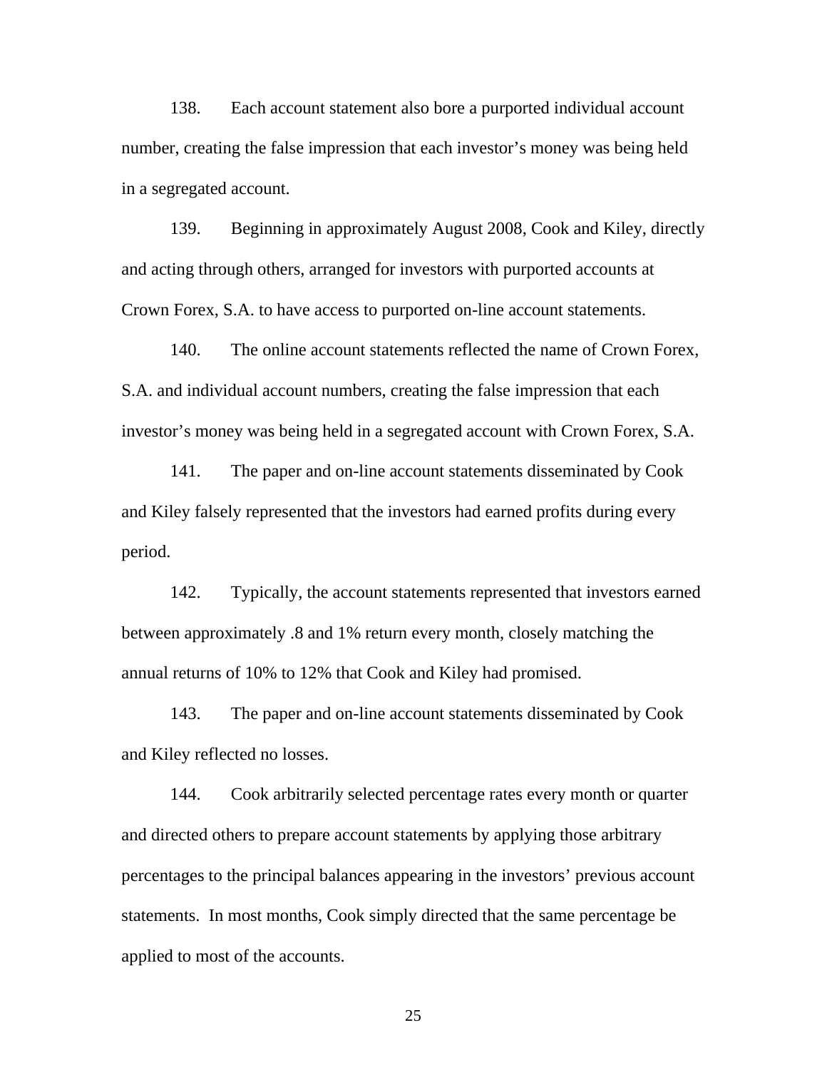138. Each account statement also bore a purported individual account number, creating the false impression that each investor's money was being held in a segregated account.

139. Beginning in approximately August 2008, Cook and Kiley, directly and acting through others, arranged for investors with purported accounts at Crown Forex, S.A. to have access to purported on-line account statements.

140. The online account statements reflected the name of Crown Forex, S.A. and individual account numbers, creating the false impression that each investor's money was being held in a segregated account with Crown Forex, S.A.

141. The paper and on-line account statements disseminated by Cook and Kiley falsely represented that the investors had earned profits during every period.

142. Typically, the account statements represented that investors earned between approximately .8 and 1% return every month, closely matching the annual returns of 10% to 12% that Cook and Kiley had promised.

143. The paper and on-line account statements disseminated by Cook and Kiley reflected no losses.

144. Cook arbitrarily selected percentage rates every month or quarter and directed others to prepare account statements by applying those arbitrary percentages to the principal balances appearing in the investors' previous account statements. In most months, Cook simply directed that the same percentage be applied to most of the accounts.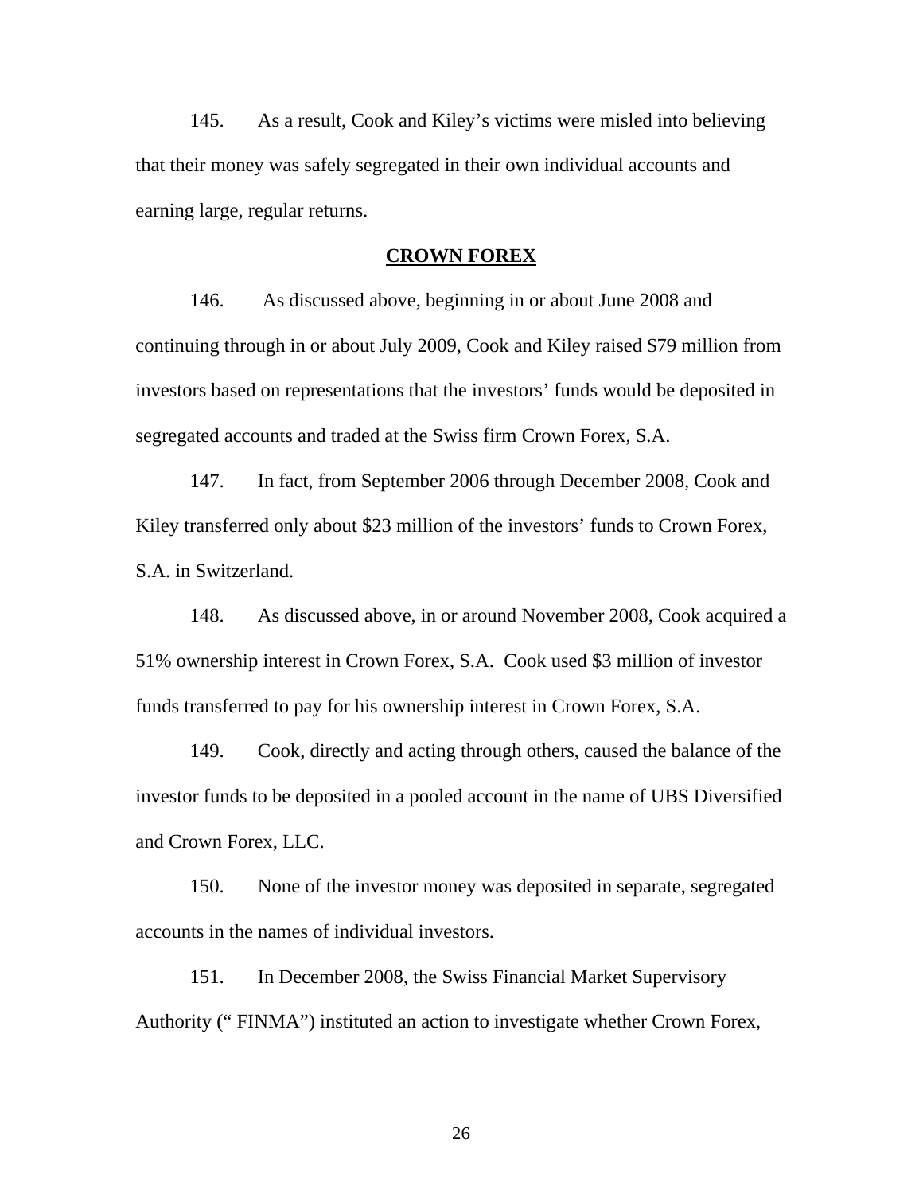145. As a result, Cook and Kiley's victims were misled into believing that their money was safely segregated in their own individual accounts and earning large, regular returns.

## CROWN FOREX

146. As discussed above, beginning in or about June 2008 and continuing through in or about July 2009, Cook and Kiley raised $79 million from investors based on representations that the investors' funds would be deposited in segregated accounts and traded at the Swiss firm Crown Forex, S.A.

147. In fact, from September 2006 through December 2008, Cook and Kiley transferred only about $23 million of the investors' funds to Crown Forex, S.A. in Switzerland.

148. As discussed above, in or around November 2008, Cook acquired a 51% ownership interest in Crown Forex, S.A. Cook used $3 million of investor funds transferred to pay for his ownership interest in Crown Forex, S.A.

149. Cook, directly and acting through others, caused the balance of the investor funds to be deposited in a pooled account in the name of UBS Diversified and Crown Forex, LLC.

150. None of the investor money was deposited in separate, segregated accounts in the names of individual investors.

151. In December 2008, the Swiss Financial Market Supervisory Authority (" FINMA") instituted an action to investigate whether Crown Forex,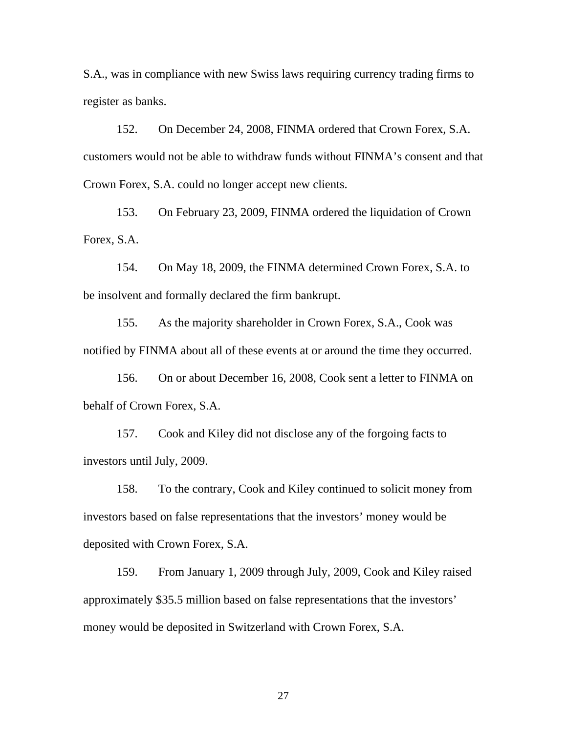S.A., was in compliance with new Swiss laws requiring currency trading firms to register as banks.

152. On December 24, 2008, FINMA ordered that Crown Forex, S.A. customers would not be able to withdraw funds without FINMA's consent and that Crown Forex, S.A. could no longer accept new clients.

153. On February 23, 2009, FINMA ordered the liquidation of Crown Forex, S.A.

154. On May 18, 2009, the FINMA determined Crown Forex, S.A. to be insolvent and formally declared the firm bankrupt.

155. As the majority shareholder in Crown Forex, S.A., Cook was notified by FINMA about all of these events at or around the time they occurred.

156. On or about December 16, 2008, Cook sent a letter to FINMA on behalf of Crown Forex, S.A.

157. Cook and Kiley did not disclose any of the forgoing facts to investors until July, 2009.

158. To the contrary, Cook and Kiley continued to solicit money from investors based on false representations that the investors' money would be deposited with Crown Forex, S.A.

159. From January 1, 2009 through July, 2009, Cook and Kiley raised approximately $35.5 million based on false representations that the investors' money would be deposited in Switzerland with Crown Forex, S.A.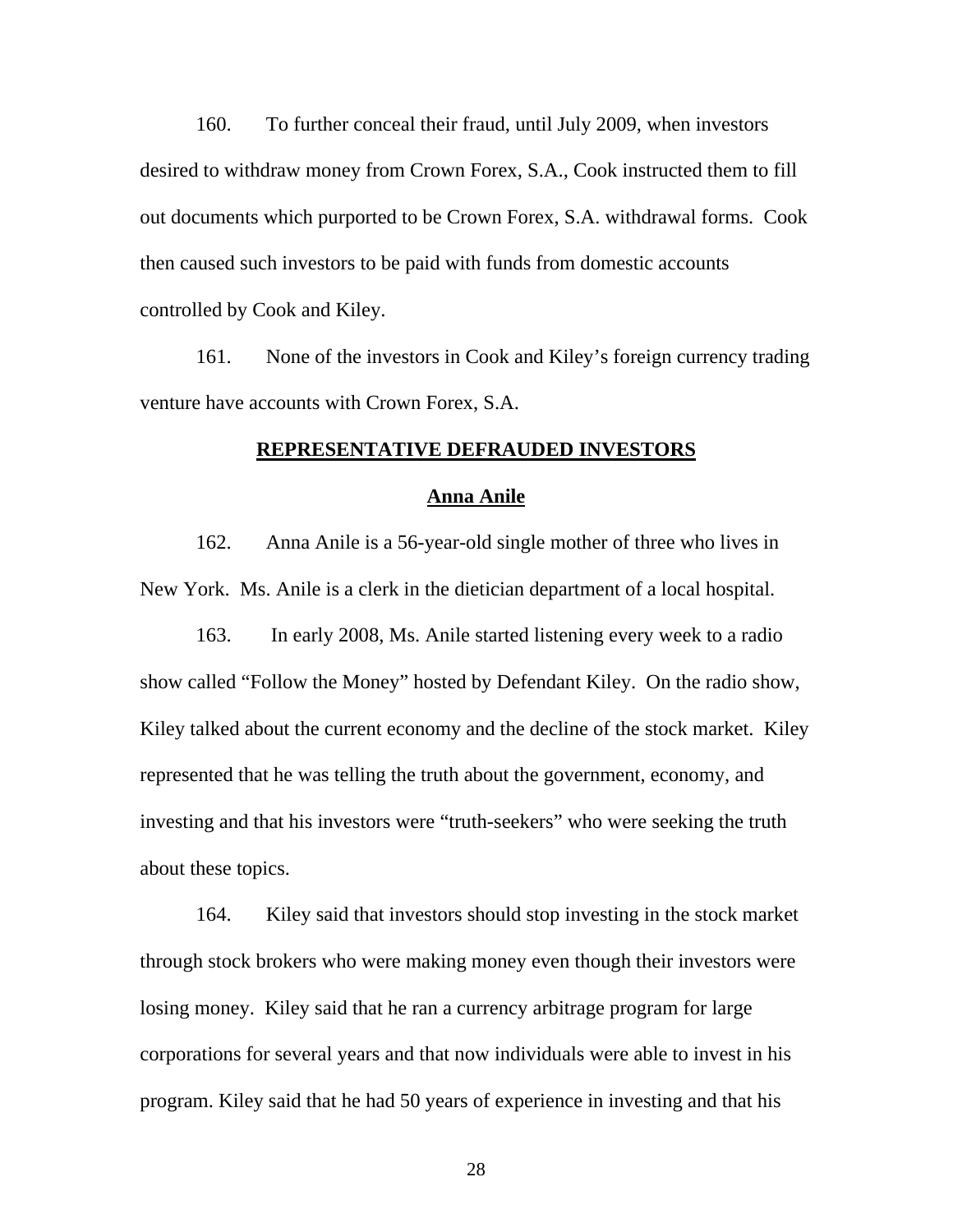160. To further conceal their fraud, until July 2009, when investors desired to withdraw money from Crown Forex, S.A., Cook instructed them to fill out documents which purported to be Crown Forex, S.A. withdrawal forms. Cook then caused such investors to be paid with funds from domestic accounts controlled by Cook and Kiley.

161. None of the investors in Cook and Kiley's foreign currency trading venture have accounts with Crown Forex, S.A.

## REPRESENTATIVE DEFRAUDED INVESTORS

### Anna Anile

162. Anna Anile is a 56-year-old single mother of three who lives in New York. Ms. Anile is a clerk in the dietician department of a local hospital.

163. In early 2008, Ms. Anile started listening every week to a radio show called "Follow the Money" hosted by Defendant Kiley. On the radio show, Kiley talked about the current economy and the decline of the stock market. Kiley represented that he was telling the truth about the government, economy, and investing and that his investors were "truth-seekers" who were seeking the truth about these topics.

164. Kiley said that investors should stop investing in the stock market through stock brokers who were making money even though their investors were losing money. Kiley said that he ran a currency arbitrage program for large corporations for several years and that now individuals were able to invest in his program. Kiley said that he had 50 years of experience in investing and that his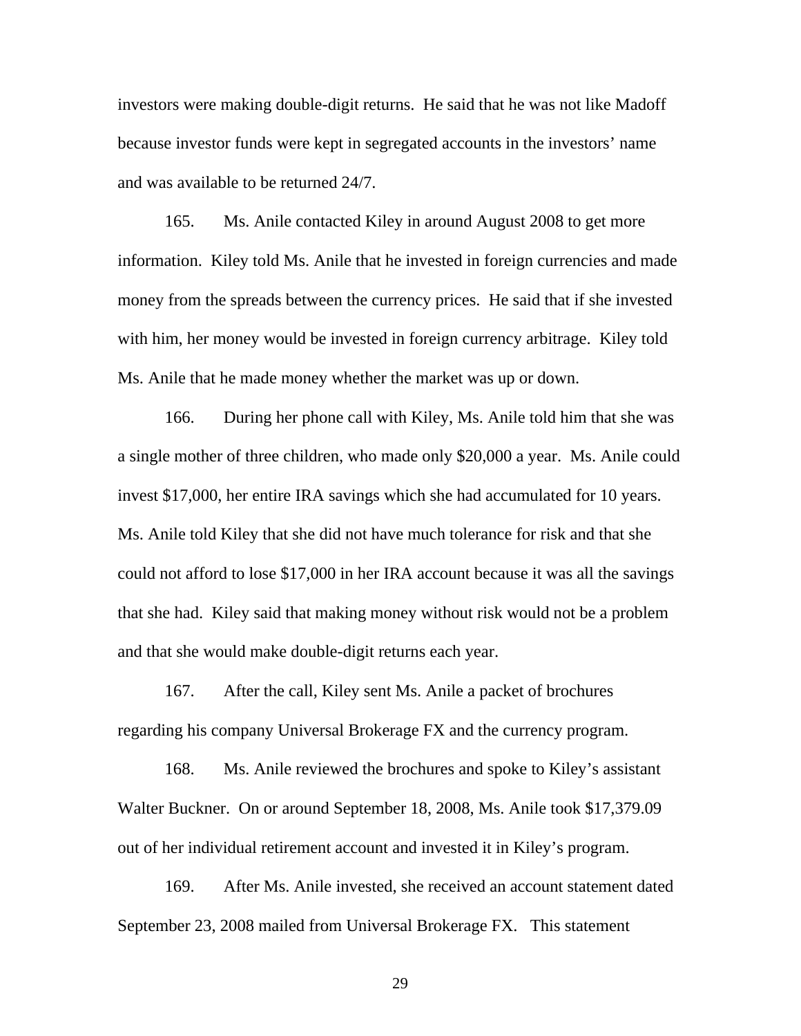investors were making double-digit returns. He said that he was not like Madoff because investor funds were kept in segregated accounts in the investors' name and was available to be returned 24/7.

165. Ms. Anile contacted Kiley in around August 2008 to get more information. Kiley told Ms. Anile that he invested in foreign currencies and made money from the spreads between the currency prices. He said that if she invested with him, her money would be invested in foreign currency arbitrage. Kiley told Ms. Anile that he made money whether the market was up or down.

166. During her phone call with Kiley, Ms. Anile told him that she was a single mother of three children, who made only $20,000 a year. Ms. Anile could invest $17,000, her entire IRA savings which she had accumulated for 10 years. Ms. Anile told Kiley that she did not have much tolerance for risk and that she could not afford to lose $17,000 in her IRA account because it was all the savings that she had. Kiley said that making money without risk would not be a problem and that she would make double-digit returns each year.

167. After the call, Kiley sent Ms. Anile a packet of brochures regarding his company Universal Brokerage FX and the currency program.

168. Ms. Anile reviewed the brochures and spoke to Kiley's assistant Walter Buckner. On or around September 18, 2008, Ms. Anile took $17,379.09 out of her individual retirement account and invested it in Kiley's program.

169. After Ms. Anile invested, she received an account statement dated September 23, 2008 mailed from Universal Brokerage FX. This statement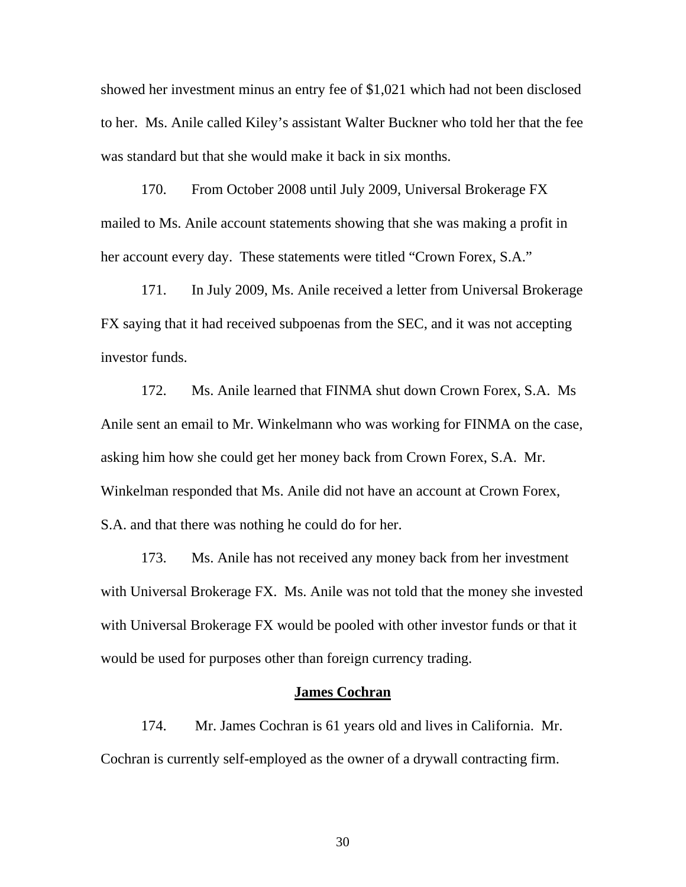showed her investment minus an entry fee of $1,021 which had not been disclosed to her. Ms. Anile called Kiley's assistant Walter Buckner who told her that the fee was standard but that she would make it back in six months.

170. From October 2008 until July 2009, Universal Brokerage FX mailed to Ms. Anile account statements showing that she was making a profit in her account every day. These statements were titled "Crown Forex, S.A."

171. In July 2009, Ms. Anile received a letter from Universal Brokerage FX saying that it had received subpoenas from the SEC, and it was not accepting investor funds.

172. Ms. Anile learned that FINMA shut down Crown Forex, S.A. Ms Anile sent an email to Mr. Winkelmann who was working for FINMA on the case, asking him how she could get her money back from Crown Forex, S.A. Mr. Winkelman responded that Ms. Anile did not have an account at Crown Forex, S.A. and that there was nothing he could do for her.

173. Ms. Anile has not received any money back from her investment with Universal Brokerage FX. Ms. Anile was not told that the money she invested with Universal Brokerage FX would be pooled with other investor funds or that it would be used for purposes other than foreign currency trading.

**James Cochran**

174. Mr. James Cochran is 61 years old and lives in California. Mr. Cochran is currently self-employed as the owner of a drywall contracting firm.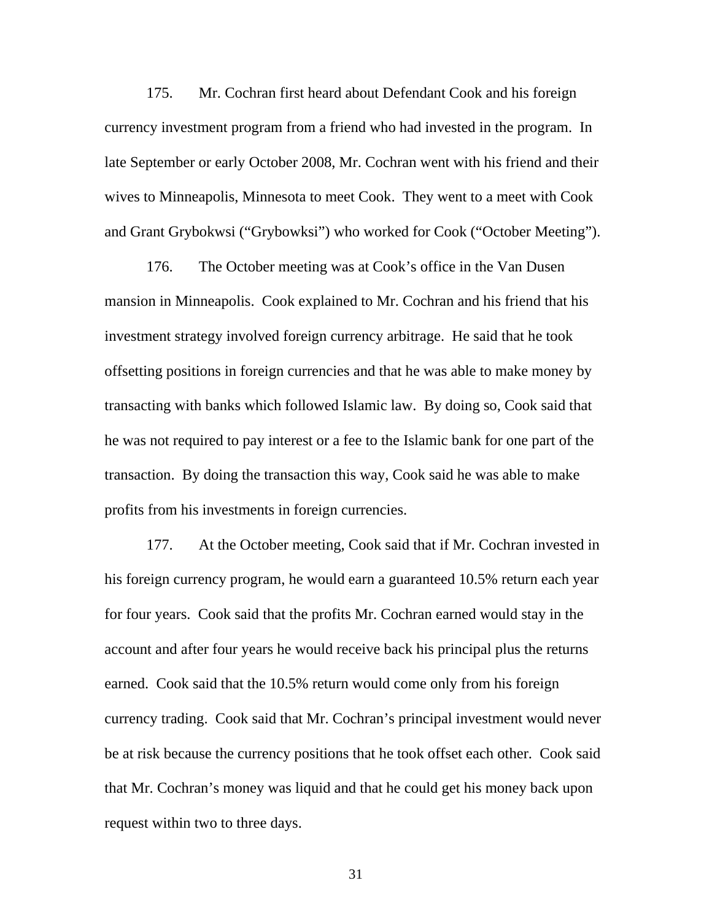175. Mr. Cochran first heard about Defendant Cook and his foreign currency investment program from a friend who had invested in the program. In late September or early October 2008, Mr. Cochran went with his friend and their wives to Minneapolis, Minnesota to meet Cook. They went to a meet with Cook and Grant Grybokwsi ("Grybowksi") who worked for Cook ("October Meeting").

176. The October meeting was at Cook's office in the Van Dusen mansion in Minneapolis. Cook explained to Mr. Cochran and his friend that his investment strategy involved foreign currency arbitrage. He said that he took offsetting positions in foreign currencies and that he was able to make money by transacting with banks which followed Islamic law. By doing so, Cook said that he was not required to pay interest or a fee to the Islamic bank for one part of the transaction. By doing the transaction this way, Cook said he was able to make profits from his investments in foreign currencies.

177. At the October meeting, Cook said that if Mr. Cochran invested in his foreign currency program, he would earn a guaranteed 10.5% return each year for four years. Cook said that the profits Mr. Cochran earned would stay in the account and after four years he would receive back his principal plus the returns earned. Cook said that the 10.5% return would come only from his foreign currency trading. Cook said that Mr. Cochran's principal investment would never be at risk because the currency positions that he took offset each other. Cook said that Mr. Cochran's money was liquid and that he could get his money back upon request within two to three days.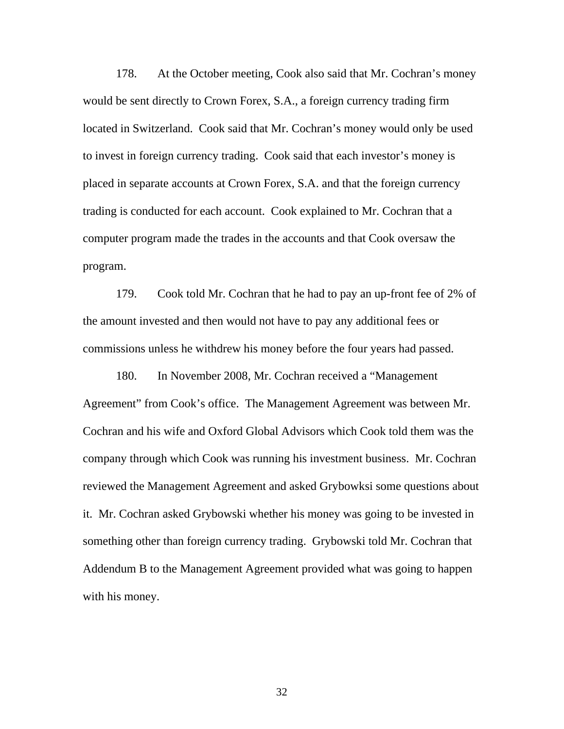178. At the October meeting, Cook also said that Mr. Cochran's money would be sent directly to Crown Forex, S.A., a foreign currency trading firm located in Switzerland. Cook said that Mr. Cochran's money would only be used to invest in foreign currency trading. Cook said that each investor's money is placed in separate accounts at Crown Forex, S.A. and that the foreign currency trading is conducted for each account. Cook explained to Mr. Cochran that a computer program made the trades in the accounts and that Cook oversaw the program.

179. Cook told Mr. Cochran that he had to pay an up-front fee of 2% of the amount invested and then would not have to pay any additional fees or commissions unless he withdrew his money before the four years had passed.

180. In November 2008, Mr. Cochran received a "Management Agreement" from Cook's office. The Management Agreement was between Mr. Cochran and his wife and Oxford Global Advisors which Cook told them was the company through which Cook was running his investment business. Mr. Cochran reviewed the Management Agreement and asked Grybowksi some questions about it. Mr. Cochran asked Grybowski whether his money was going to be invested in something other than foreign currency trading. Grybowski told Mr. Cochran that Addendum B to the Management Agreement provided what was going to happen with his money.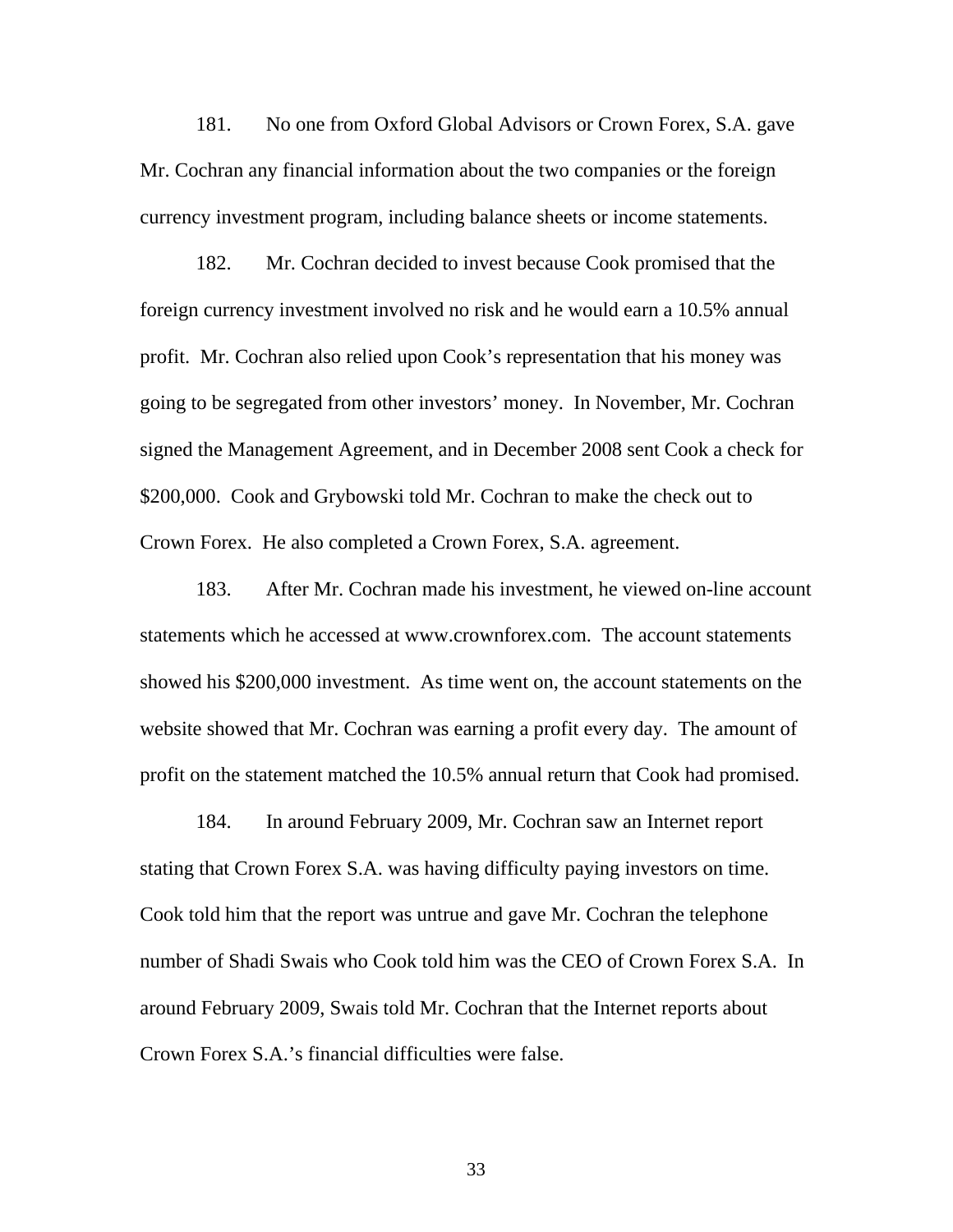181. No one from Oxford Global Advisors or Crown Forex, S.A. gave Mr. Cochran any financial information about the two companies or the foreign currency investment program, including balance sheets or income statements.

182. Mr. Cochran decided to invest because Cook promised that the foreign currency investment involved no risk and he would earn a 10.5% annual profit. Mr. Cochran also relied upon Cook's representation that his money was going to be segregated from other investors' money. In November, Mr. Cochran signed the Management Agreement, and in December 2008 sent Cook a check for $200,000. Cook and Grybowski told Mr. Cochran to make the check out to Crown Forex. He also completed a Crown Forex, S.A. agreement.

183. After Mr. Cochran made his investment, he viewed on-line account statements which he accessed at www.crownforex.com. The account statements showed his $200,000 investment. As time went on, the account statements on the website showed that Mr. Cochran was earning a profit every day. The amount of profit on the statement matched the 10.5% annual return that Cook had promised.

184. In around February 2009, Mr. Cochran saw an Internet report stating that Crown Forex S.A. was having difficulty paying investors on time. Cook told him that the report was untrue and gave Mr. Cochran the telephone number of Shadi Swais who Cook told him was the CEO of Crown Forex S.A. In around February 2009, Swais told Mr. Cochran that the Internet reports about Crown Forex S.A.'s financial difficulties were false.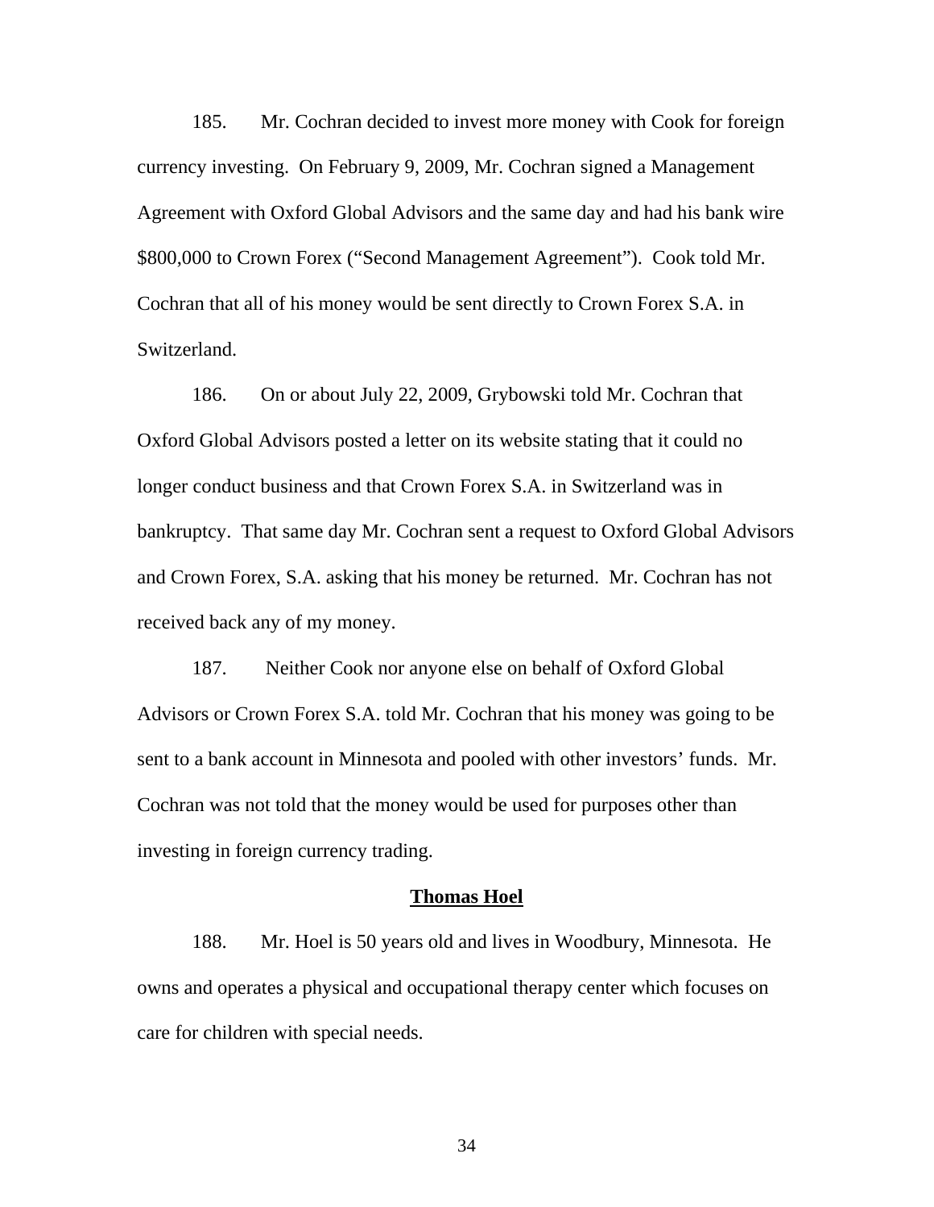185. Mr. Cochran decided to invest more money with Cook for foreign currency investing. On February 9, 2009, Mr. Cochran signed a Management Agreement with Oxford Global Advisors and the same day and had his bank wire $800,000 to Crown Forex ("Second Management Agreement"). Cook told Mr. Cochran that all of his money would be sent directly to Crown Forex S.A. in Switzerland.

186. On or about July 22, 2009, Grybowski told Mr. Cochran that Oxford Global Advisors posted a letter on its website stating that it could no longer conduct business and that Crown Forex S.A. in Switzerland was in bankruptcy. That same day Mr. Cochran sent a request to Oxford Global Advisors and Crown Forex, S.A. asking that his money be returned. Mr. Cochran has not received back any of my money.

187. Neither Cook nor anyone else on behalf of Oxford Global Advisors or Crown Forex S.A. told Mr. Cochran that his money was going to be sent to a bank account in Minnesota and pooled with other investors' funds. Mr. Cochran was not told that the money would be used for purposes other than investing in foreign currency trading.

**Thomas Hoel**

188. Mr. Hoel is 50 years old and lives in Woodbury, Minnesota. He owns and operates a physical and occupational therapy center which focuses on care for children with special needs.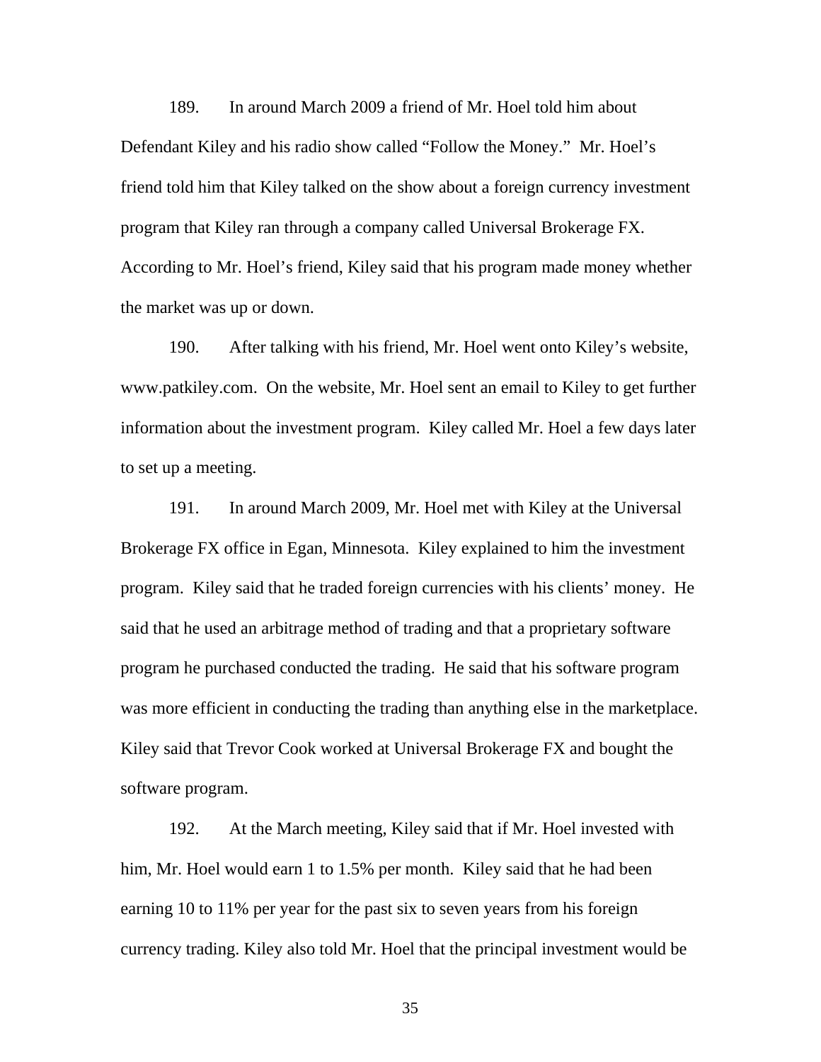189. In around March 2009 a friend of Mr. Hoel told him about Defendant Kiley and his radio show called "Follow the Money." Mr. Hoel's friend told him that Kiley talked on the show about a foreign currency investment program that Kiley ran through a company called Universal Brokerage FX. According to Mr. Hoel's friend, Kiley said that his program made money whether the market was up or down.

190. After talking with his friend, Mr. Hoel went onto Kiley's website, www.patkiley.com. On the website, Mr. Hoel sent an email to Kiley to get further information about the investment program. Kiley called Mr. Hoel a few days later to set up a meeting.

191. In around March 2009, Mr. Hoel met with Kiley at the Universal Brokerage FX office in Egan, Minnesota. Kiley explained to him the investment program. Kiley said that he traded foreign currencies with his clients' money. He said that he used an arbitrage method of trading and that a proprietary software program he purchased conducted the trading. He said that his software program was more efficient in conducting the trading than anything else in the marketplace. Kiley said that Trevor Cook worked at Universal Brokerage FX and bought the software program.

192. At the March meeting, Kiley said that if Mr. Hoel invested with him, Mr. Hoel would earn 1 to 1.5% per month. Kiley said that he had been earning 10 to 11% per year for the past six to seven years from his foreign currency trading. Kiley also told Mr. Hoel that the principal investment would be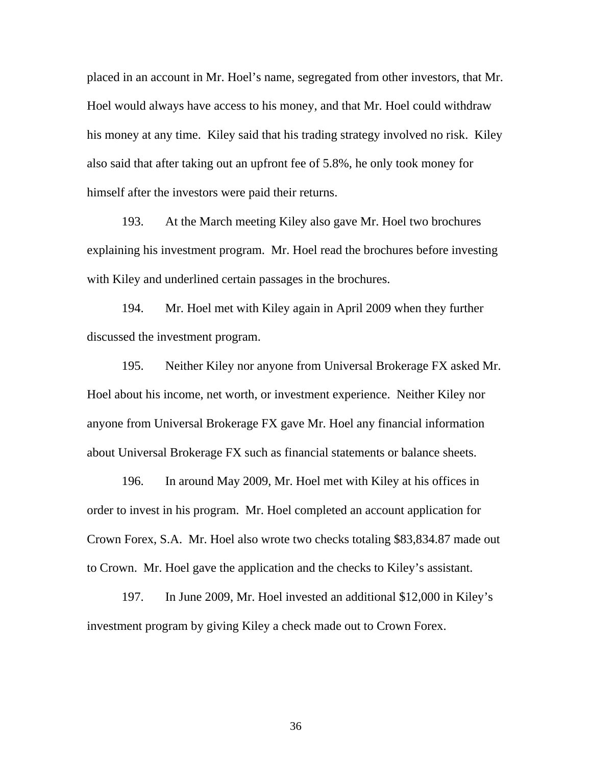placed in an account in Mr. Hoel's name, segregated from other investors, that Mr. Hoel would always have access to his money, and that Mr. Hoel could withdraw his money at any time. Kiley said that his trading strategy involved no risk. Kiley also said that after taking out an upfront fee of 5.8%, he only took money for himself after the investors were paid their returns.

193. At the March meeting Kiley also gave Mr. Hoel two brochures explaining his investment program. Mr. Hoel read the brochures before investing with Kiley and underlined certain passages in the brochures.

194. Mr. Hoel met with Kiley again in April 2009 when they further discussed the investment program.

195. Neither Kiley nor anyone from Universal Brokerage FX asked Mr. Hoel about his income, net worth, or investment experience. Neither Kiley nor anyone from Universal Brokerage FX gave Mr. Hoel any financial information about Universal Brokerage FX such as financial statements or balance sheets.

196. In around May 2009, Mr. Hoel met with Kiley at his offices in order to invest in his program. Mr. Hoel completed an account application for Crown Forex, S.A. Mr. Hoel also wrote two checks totaling $83,834.87 made out to Crown. Mr. Hoel gave the application and the checks to Kiley's assistant.

197. In June 2009, Mr. Hoel invested an additional $12,000 in Kiley's investment program by giving Kiley a check made out to Crown Forex.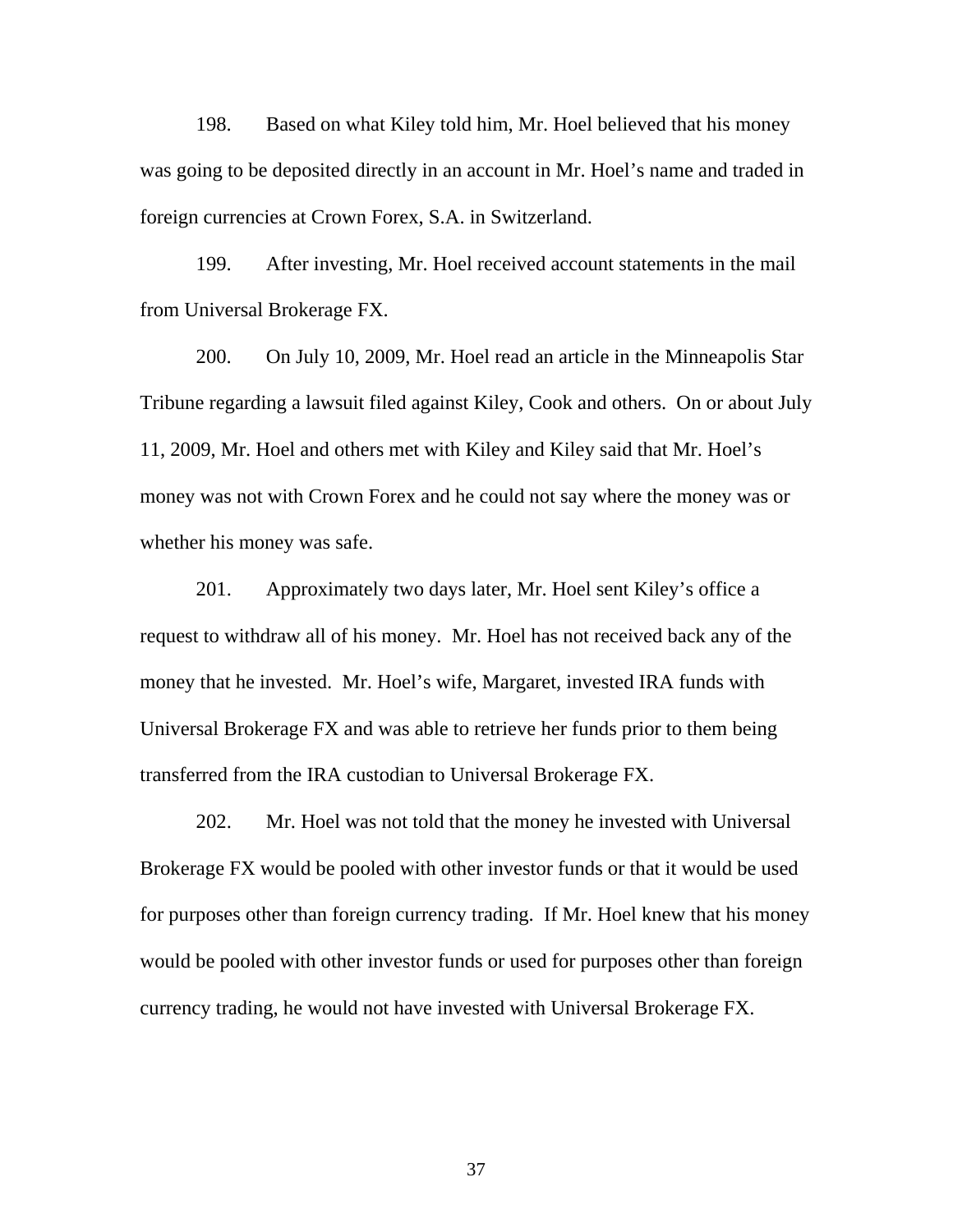198. Based on what Kiley told him, Mr. Hoel believed that his money was going to be deposited directly in an account in Mr. Hoel's name and traded in foreign currencies at Crown Forex, S.A. in Switzerland.

199. After investing, Mr. Hoel received account statements in the mail from Universal Brokerage FX.

200. On July 10, 2009, Mr. Hoel read an article in the Minneapolis Star Tribune regarding a lawsuit filed against Kiley, Cook and others. On or about July 11, 2009, Mr. Hoel and others met with Kiley and Kiley said that Mr. Hoel's money was not with Crown Forex and he could not say where the money was or whether his money was safe.

201. Approximately two days later, Mr. Hoel sent Kiley's office a request to withdraw all of his money. Mr. Hoel has not received back any of the money that he invested. Mr. Hoel's wife, Margaret, invested IRA funds with Universal Brokerage FX and was able to retrieve her funds prior to them being transferred from the IRA custodian to Universal Brokerage FX.

202. Mr. Hoel was not told that the money he invested with Universal Brokerage FX would be pooled with other investor funds or that it would be used for purposes other than foreign currency trading. If Mr. Hoel knew that his money would be pooled with other investor funds or used for purposes other than foreign currency trading, he would not have invested with Universal Brokerage FX.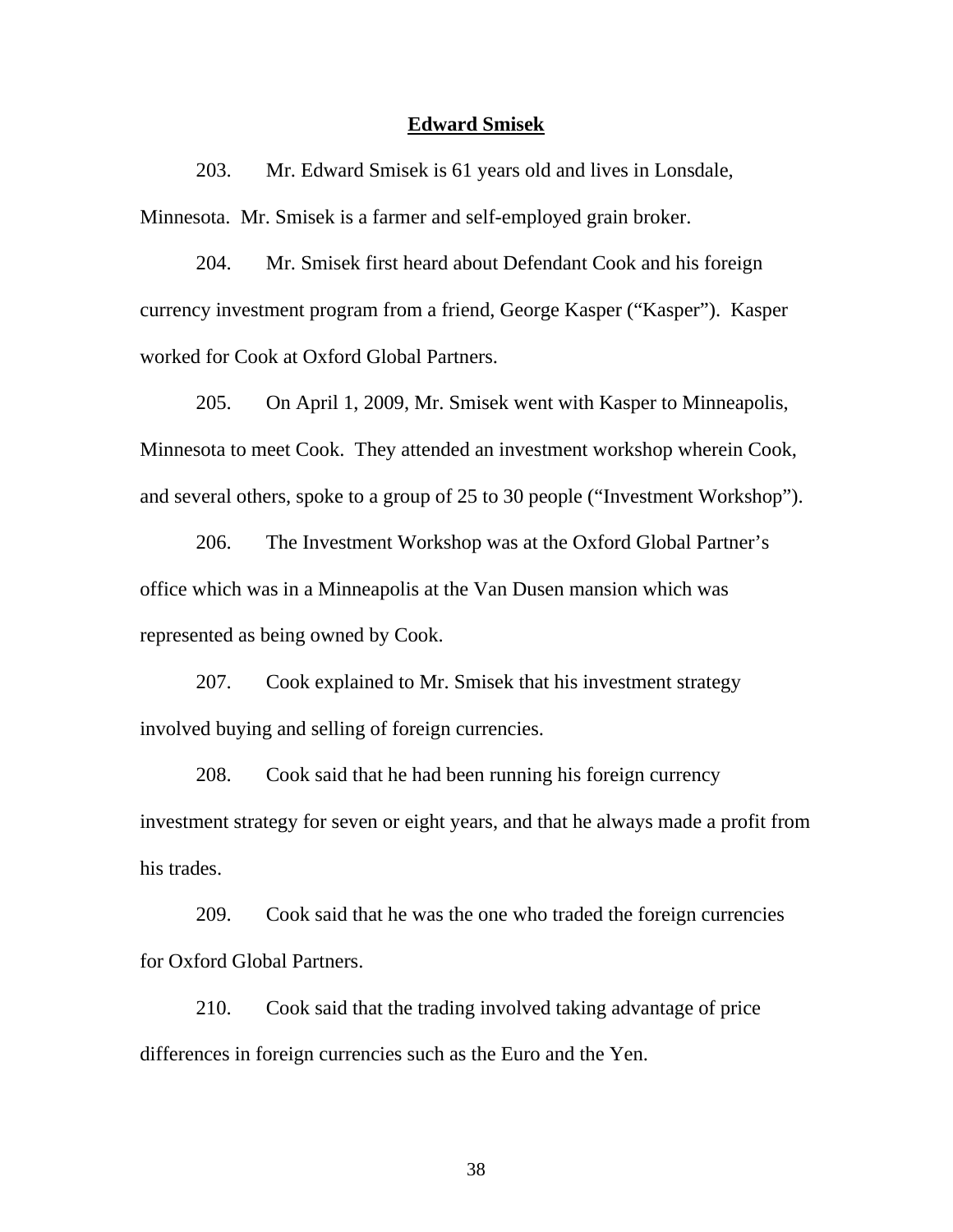**Edward Smisek**

203. Mr. Edward Smisek is 61 years old and lives in Lonsdale, Minnesota. Mr. Smisek is a farmer and self-employed grain broker.

204. Mr. Smisek first heard about Defendant Cook and his foreign currency investment program from a friend, George Kasper ("Kasper"). Kasper worked for Cook at Oxford Global Partners.

205. On April 1, 2009, Mr. Smisek went with Kasper to Minneapolis, Minnesota to meet Cook. They attended an investment workshop wherein Cook, and several others, spoke to a group of 25 to 30 people ("Investment Workshop").

206. The Investment Workshop was at the Oxford Global Partner's office which was in a Minneapolis at the Van Dusen mansion which was represented as being owned by Cook.

207. Cook explained to Mr. Smisek that his investment strategy involved buying and selling of foreign currencies.

208. Cook said that he had been running his foreign currency investment strategy for seven or eight years, and that he always made a profit from his trades.

209. Cook said that he was the one who traded the foreign currencies for Oxford Global Partners.

210. Cook said that the trading involved taking advantage of price differences in foreign currencies such as the Euro and the Yen.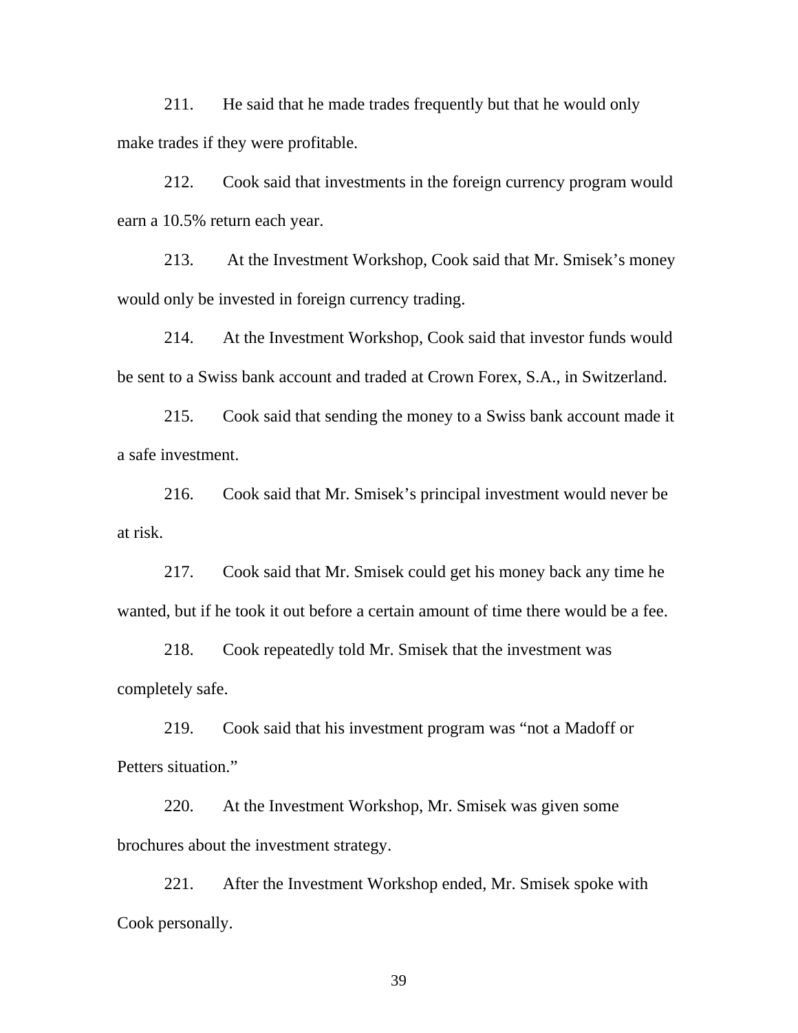211. He said that he made trades frequently but that he would only make trades if they were profitable.

212. Cook said that investments in the foreign currency program would earn a 10.5% return each year.

213. At the Investment Workshop, Cook said that Mr. Smisek's money would only be invested in foreign currency trading.

214. At the Investment Workshop, Cook said that investor funds would be sent to a Swiss bank account and traded at Crown Forex, S.A., in Switzerland.

215. Cook said that sending the money to a Swiss bank account made it a safe investment.

216. Cook said that Mr. Smisek's principal investment would never be at risk.

217. Cook said that Mr. Smisek could get his money back any time he wanted, but if he took it out before a certain amount of time there would be a fee.

218. Cook repeatedly told Mr. Smisek that the investment was completely safe.

219. Cook said that his investment program was "not a Madoff or Petters situation."

220. At the Investment Workshop, Mr. Smisek was given some brochures about the investment strategy.

221. After the Investment Workshop ended, Mr. Smisek spoke with Cook personally.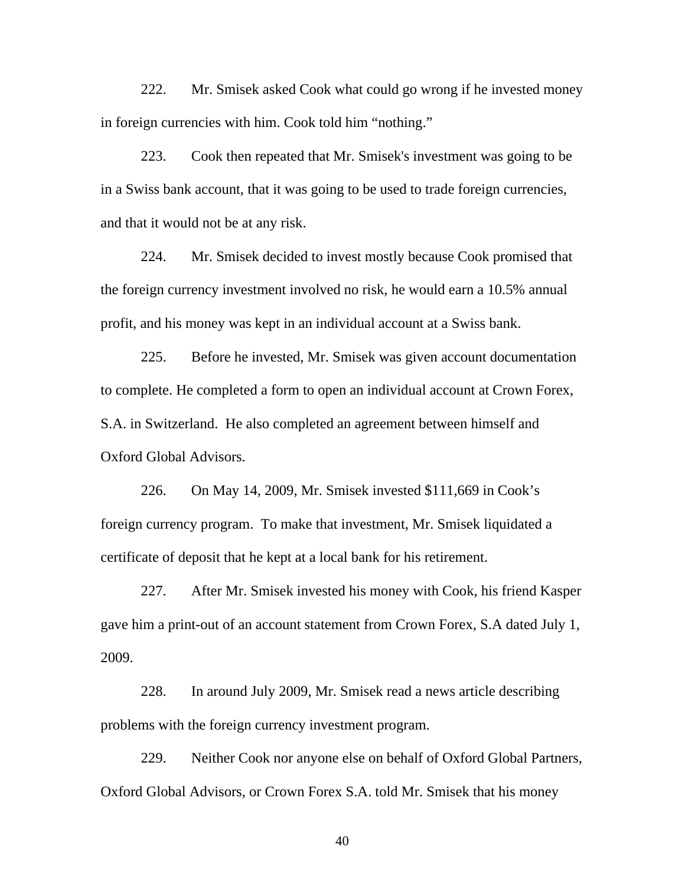222. Mr. Smisek asked Cook what could go wrong if he invested money in foreign currencies with him. Cook told him "nothing."

223. Cook then repeated that Mr. Smisek's investment was going to be in a Swiss bank account, that it was going to be used to trade foreign currencies, and that it would not be at any risk.

224. Mr. Smisek decided to invest mostly because Cook promised that the foreign currency investment involved no risk, he would earn a 10.5% annual profit, and his money was kept in an individual account at a Swiss bank.

225. Before he invested, Mr. Smisek was given account documentation to complete. He completed a form to open an individual account at Crown Forex, S.A. in Switzerland. He also completed an agreement between himself and Oxford Global Advisors.

226. On May 14, 2009, Mr. Smisek invested $111,669 in Cook's foreign currency program. To make that investment, Mr. Smisek liquidated a certificate of deposit that he kept at a local bank for his retirement.

227. After Mr. Smisek invested his money with Cook, his friend Kasper gave him a print-out of an account statement from Crown Forex, S.A dated July 1, 2009.

228. In around July 2009, Mr. Smisek read a news article describing problems with the foreign currency investment program.

229. Neither Cook nor anyone else on behalf of Oxford Global Partners, Oxford Global Advisors, or Crown Forex S.A. told Mr. Smisek that his money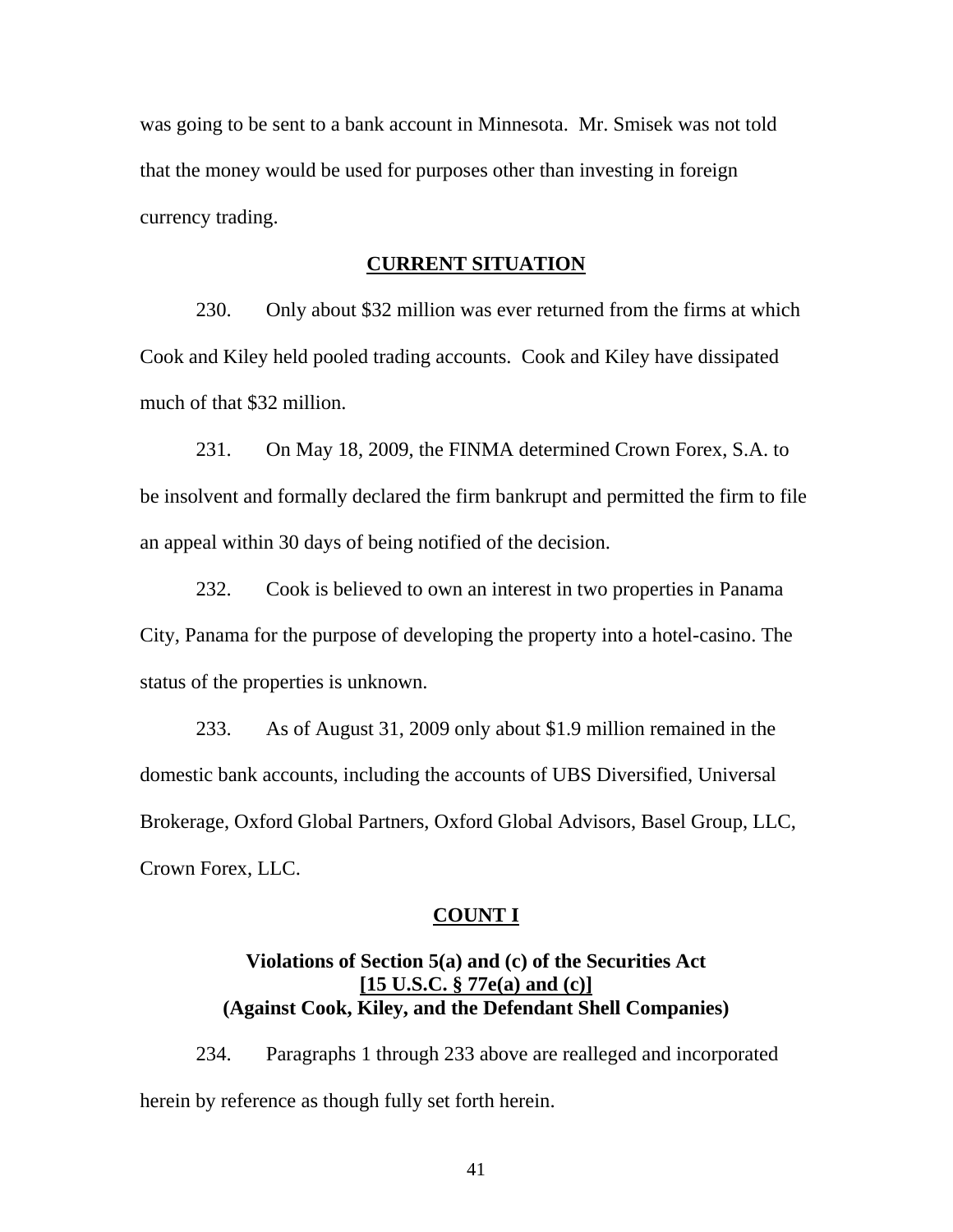was going to be sent to a bank account in Minnesota. Mr. Smisek was not told that the money would be used for purposes other than investing in foreign currency trading.

## CURRENT SITUATION

230. Only about $32 million was ever returned from the firms at which Cook and Kiley held pooled trading accounts. Cook and Kiley have dissipated much of that $32 million.

231. On May 18, 2009, the FINMA determined Crown Forex, S.A. to be insolvent and formally declared the firm bankrupt and permitted the firm to file an appeal within 30 days of being notified of the decision.

232. Cook is believed to own an interest in two properties in Panama City, Panama for the purpose of developing the property into a hotel-casino. The status of the properties is unknown.

233. As of August 31, 2009 only about $1.9 million remained in the domestic bank accounts, including the accounts of UBS Diversified, Universal Brokerage, Oxford Global Partners, Oxford Global Advisors, Basel Group, LLC, Crown Forex, LLC.

## COUNT I

### Violations of Section 5(a) and (c) of the Securities Act [15 U.S.C. § 77e(a) and (c)] (Against Cook, Kiley, and the Defendant Shell Companies)

234. Paragraphs 1 through 233 above are realleged and incorporated herein by reference as though fully set forth herein.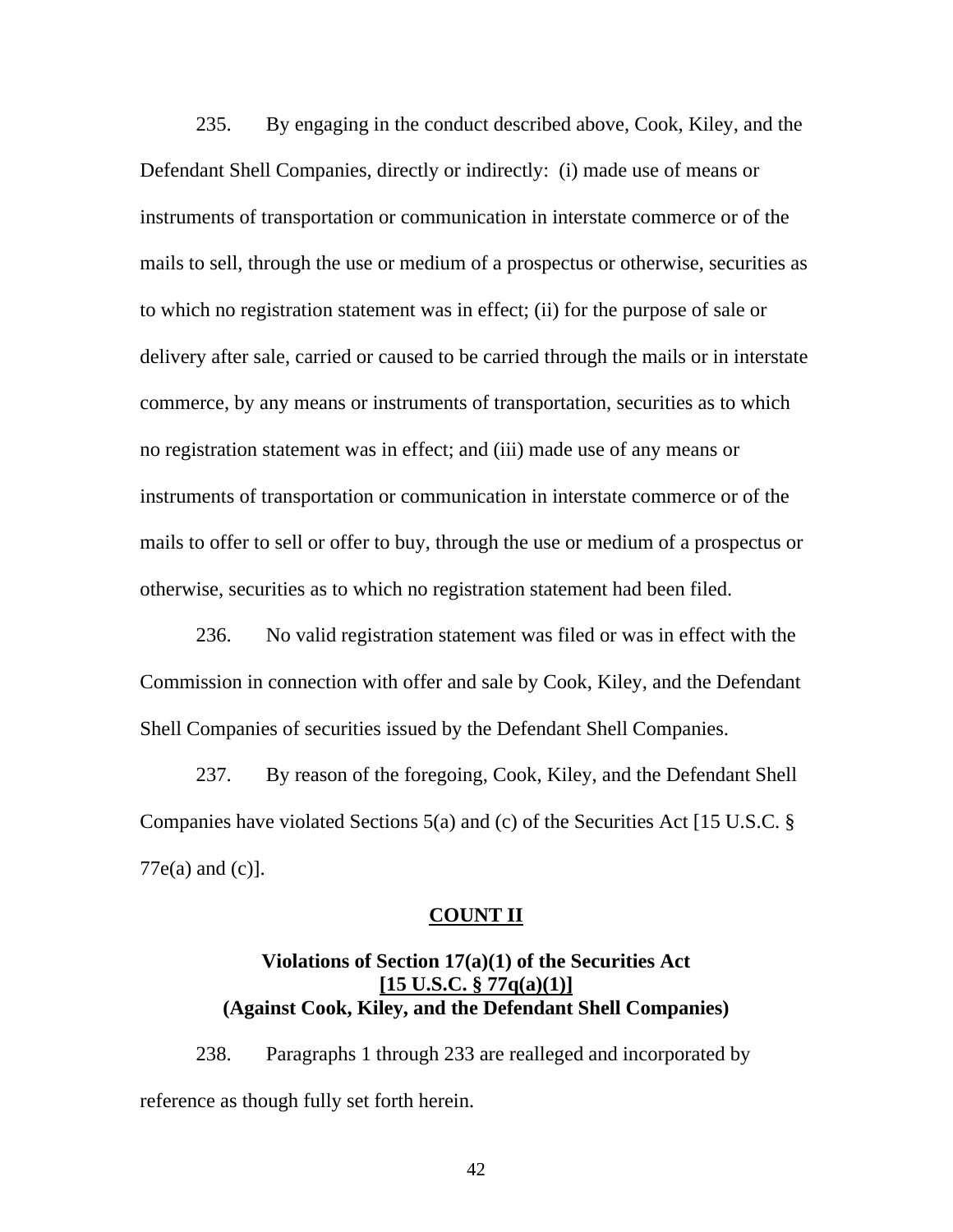235. By engaging in the conduct described above, Cook, Kiley, and the Defendant Shell Companies, directly or indirectly: (i) made use of means or instruments of transportation or communication in interstate commerce or of the mails to sell, through the use or medium of a prospectus or otherwise, securities as to which no registration statement was in effect; (ii) for the purpose of sale or delivery after sale, carried or caused to be carried through the mails or in interstate commerce, by any means or instruments of transportation, securities as to which no registration statement was in effect; and (iii) made use of any means or instruments of transportation or communication in interstate commerce or of the mails to offer to sell or offer to buy, through the use or medium of a prospectus or otherwise, securities as to which no registration statement had been filed.

236. No valid registration statement was filed or was in effect with the Commission in connection with offer and sale by Cook, Kiley, and the Defendant Shell Companies of securities issued by the Defendant Shell Companies.

237. By reason of the foregoing, Cook, Kiley, and the Defendant Shell Companies have violated Sections 5(a) and (c) of the Securities Act [15 U.S.C. § 77e(a) and (c)].

## COUNT II

### Violations of Section 17(a)(1) of the Securities Act [15 U.S.C. § 77q(a)(1)] (Against Cook, Kiley, and the Defendant Shell Companies)

238. Paragraphs 1 through 233 are realleged and incorporated by reference as though fully set forth herein.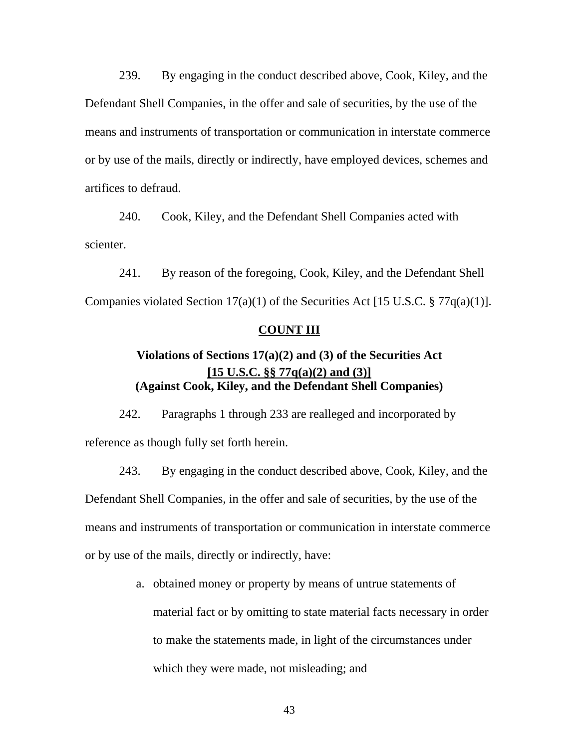239. By engaging in the conduct described above, Cook, Kiley, and the Defendant Shell Companies, in the offer and sale of securities, by the use of the means and instruments of transportation or communication in interstate commerce or by use of the mails, directly or indirectly, have employed devices, schemes and artifices to defraud.

240. Cook, Kiley, and the Defendant Shell Companies acted with scienter.

241. By reason of the foregoing, Cook, Kiley, and the Defendant Shell Companies violated Section 17(a)(1) of the Securities Act [15 U.S.C. § 77q(a)(1)].

## COUNT III

### Violations of Sections 17(a)(2) and (3) of the Securities Act [15 U.S.C. §§ 77q(a)(2) and (3)] (Against Cook, Kiley, and the Defendant Shell Companies)

242. Paragraphs 1 through 233 are realleged and incorporated by reference as though fully set forth herein.

243. By engaging in the conduct described above, Cook, Kiley, and the Defendant Shell Companies, in the offer and sale of securities, by the use of the means and instruments of transportation or communication in interstate commerce or by use of the mails, directly or indirectly, have:

a. obtained money or property by means of untrue statements of material fact or by omitting to state material facts necessary in order to make the statements made, in light of the circumstances under which they were made, not misleading; and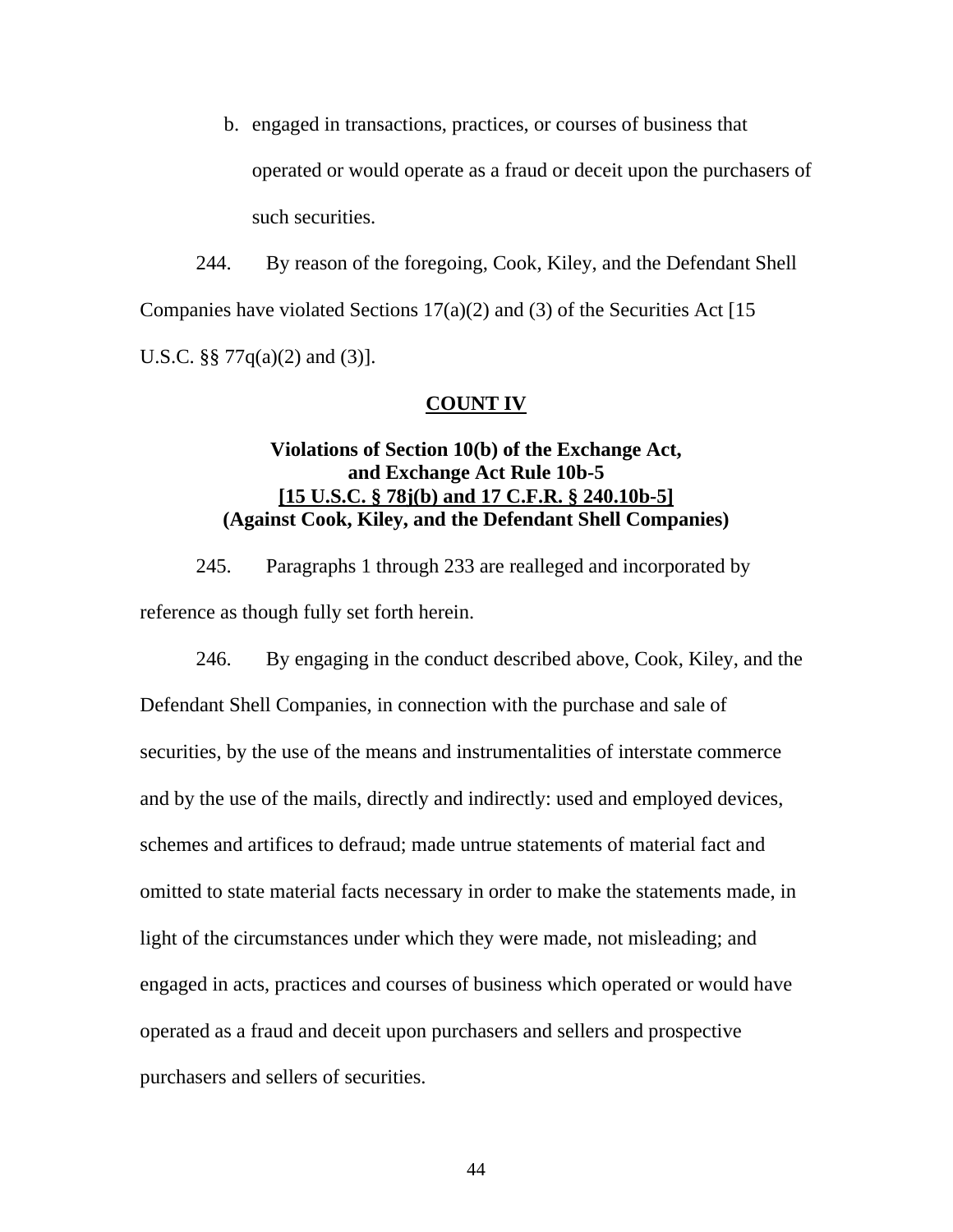b. engaged in transactions, practices, or courses of business that operated or would operate as a fraud or deceit upon the purchasers of such securities.

244. By reason of the foregoing, Cook, Kiley, and the Defendant Shell Companies have violated Sections 17(a)(2) and (3) of the Securities Act [15 U.S.C. §§ 77q(a)(2) and (3)].

## COUNT IV

### Violations of Section 10(b) of the Exchange Act, and Exchange Act Rule 10b-5 [15 U.S.C. § 78j(b) and 17 C.F.R. § 240.10b-5] (Against Cook, Kiley, and the Defendant Shell Companies)

245. Paragraphs 1 through 233 are realleged and incorporated by reference as though fully set forth herein.

246. By engaging in the conduct described above, Cook, Kiley, and the Defendant Shell Companies, in connection with the purchase and sale of securities, by the use of the means and instrumentalities of interstate commerce and by the use of the mails, directly and indirectly: used and employed devices, schemes and artifices to defraud; made untrue statements of material fact and omitted to state material facts necessary in order to make the statements made, in light of the circumstances under which they were made, not misleading; and engaged in acts, practices and courses of business which operated or would have operated as a fraud and deceit upon purchasers and sellers and prospective purchasers and sellers of securities.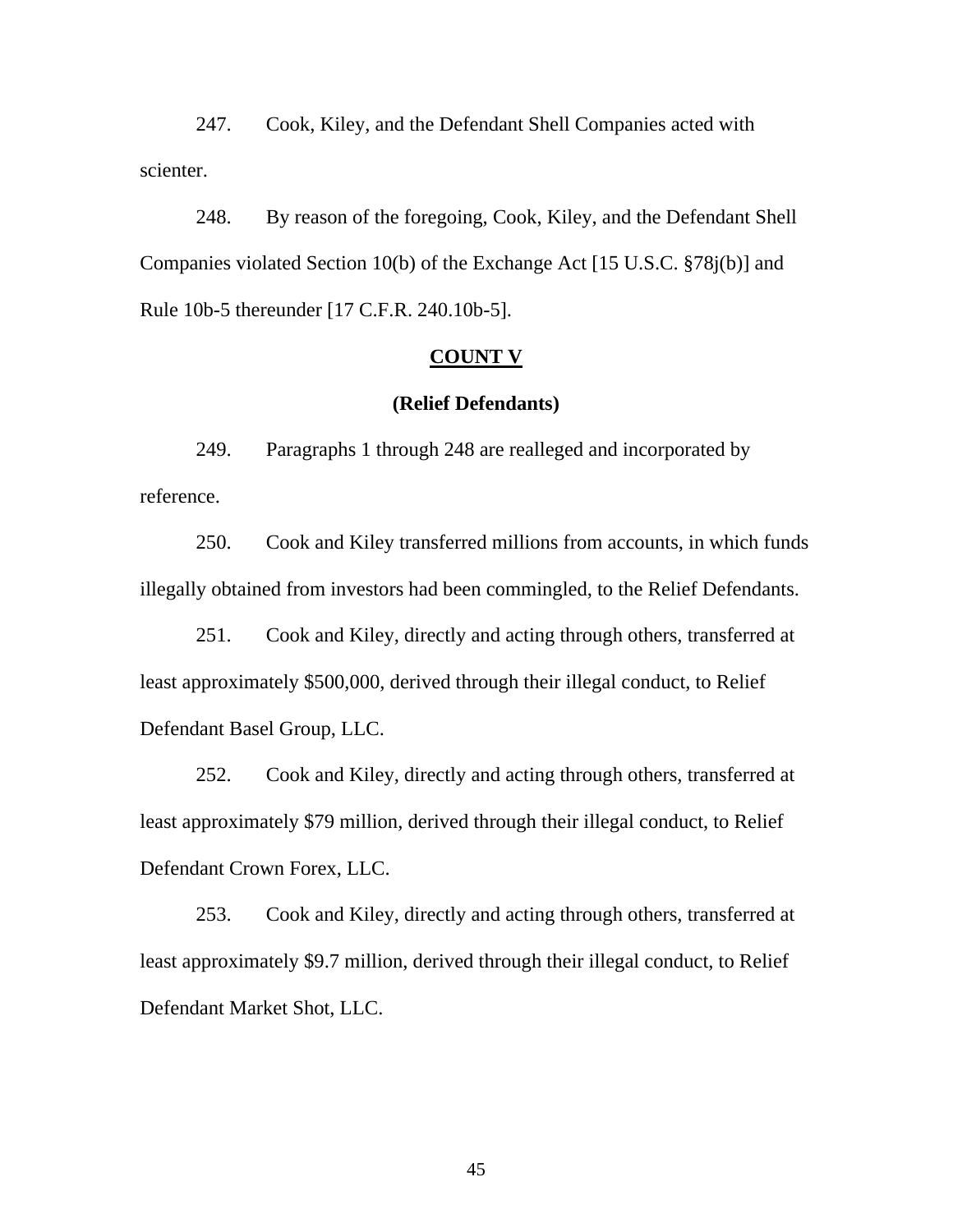247. Cook, Kiley, and the Defendant Shell Companies acted with scienter.

248. By reason of the foregoing, Cook, Kiley, and the Defendant Shell Companies violated Section 10(b) of the Exchange Act [15 U.S.C. §78j(b)] and Rule 10b-5 thereunder [17 C.F.R. 240.10b-5].

## COUNT V

### (Relief Defendants)

249. Paragraphs 1 through 248 are realleged and incorporated by reference.

250. Cook and Kiley transferred millions from accounts, in which funds illegally obtained from investors had been commingled, to the Relief Defendants.

251. Cook and Kiley, directly and acting through others, transferred at least approximately $500,000, derived through their illegal conduct, to Relief Defendant Basel Group, LLC.

252. Cook and Kiley, directly and acting through others, transferred at least approximately $79 million, derived through their illegal conduct, to Relief Defendant Crown Forex, LLC.

253. Cook and Kiley, directly and acting through others, transferred at least approximately $9.7 million, derived through their illegal conduct, to Relief Defendant Market Shot, LLC.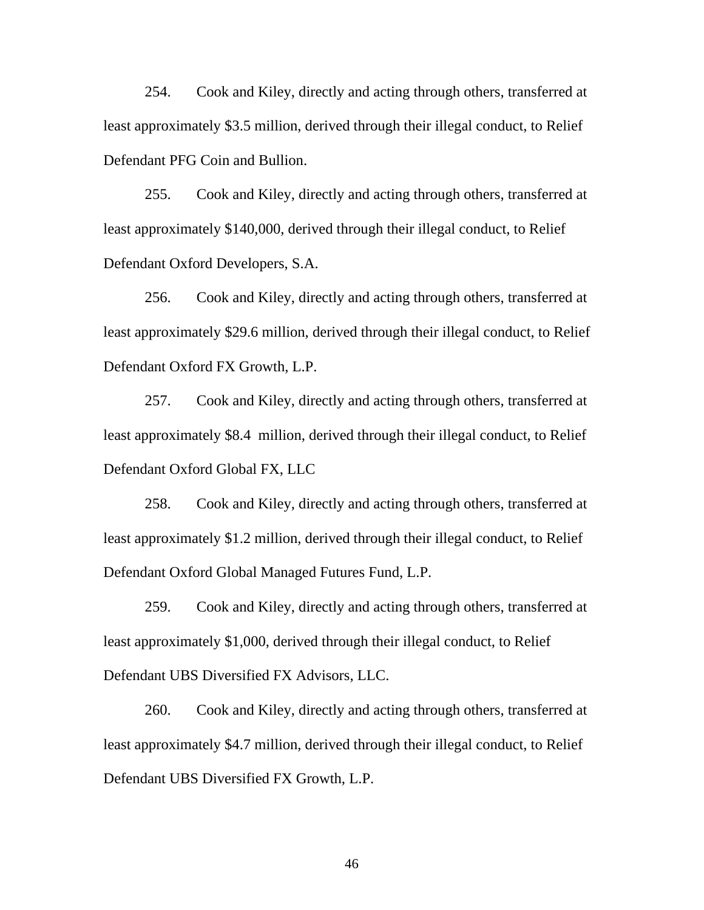254. Cook and Kiley, directly and acting through others, transferred at least approximately $3.5 million, derived through their illegal conduct, to Relief Defendant PFG Coin and Bullion.

255. Cook and Kiley, directly and acting through others, transferred at least approximately $140,000, derived through their illegal conduct, to Relief Defendant Oxford Developers, S.A.

256. Cook and Kiley, directly and acting through others, transferred at least approximately $29.6 million, derived through their illegal conduct, to Relief Defendant Oxford FX Growth, L.P.

257. Cook and Kiley, directly and acting through others, transferred at least approximately $8.4 million, derived through their illegal conduct, to Relief Defendant Oxford Global FX, LLC

258. Cook and Kiley, directly and acting through others, transferred at least approximately $1.2 million, derived through their illegal conduct, to Relief Defendant Oxford Global Managed Futures Fund, L.P.

259. Cook and Kiley, directly and acting through others, transferred at least approximately $1,000, derived through their illegal conduct, to Relief Defendant UBS Diversified FX Advisors, LLC.

260. Cook and Kiley, directly and acting through others, transferred at least approximately $4.7 million, derived through their illegal conduct, to Relief Defendant UBS Diversified FX Growth, L.P.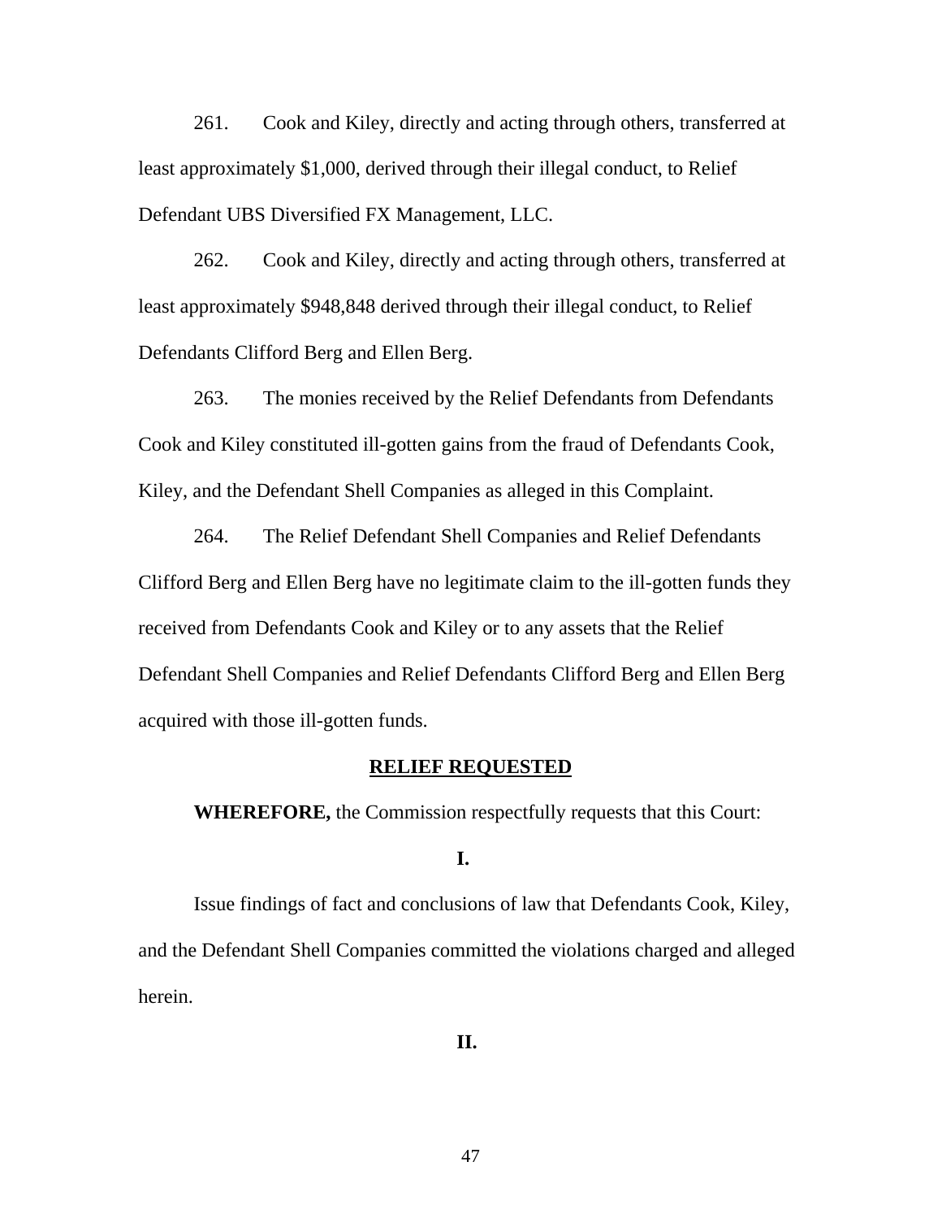261. Cook and Kiley, directly and acting through others, transferred at least approximately $1,000, derived through their illegal conduct, to Relief Defendant UBS Diversified FX Management, LLC.

262. Cook and Kiley, directly and acting through others, transferred at least approximately $948,848 derived through their illegal conduct, to Relief Defendants Clifford Berg and Ellen Berg.

263. The monies received by the Relief Defendants from Defendants Cook and Kiley constituted ill-gotten gains from the fraud of Defendants Cook, Kiley, and the Defendant Shell Companies as alleged in this Complaint.

264. The Relief Defendant Shell Companies and Relief Defendants Clifford Berg and Ellen Berg have no legitimate claim to the ill-gotten funds they received from Defendants Cook and Kiley or to any assets that the Relief Defendant Shell Companies and Relief Defendants Clifford Berg and Ellen Berg acquired with those ill-gotten funds.

## RELIEF REQUESTED

**WHEREFORE,** the Commission respectfully requests that this Court:

**I.**

Issue findings of fact and conclusions of law that Defendants Cook, Kiley, and the Defendant Shell Companies committed the violations charged and alleged herein.

**II.**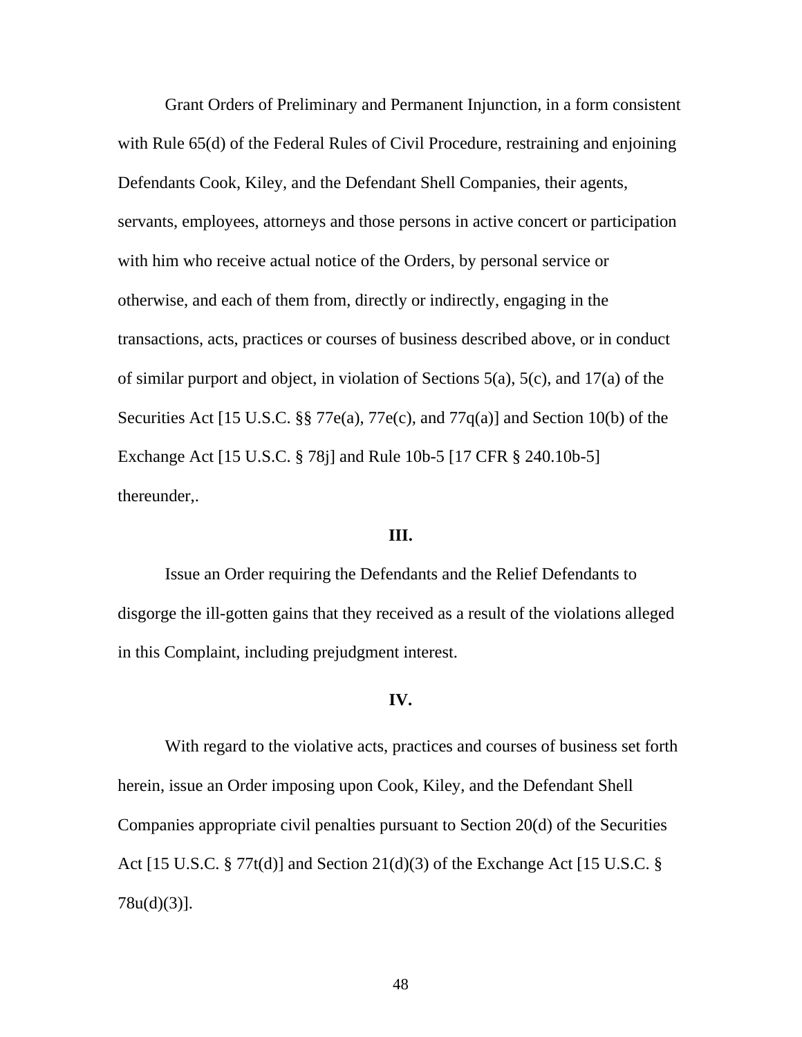Grant Orders of Preliminary and Permanent Injunction, in a form consistent with Rule 65(d) of the Federal Rules of Civil Procedure, restraining and enjoining Defendants Cook, Kiley, and the Defendant Shell Companies, their agents, servants, employees, attorneys and those persons in active concert or participation with him who receive actual notice of the Orders, by personal service or otherwise, and each of them from, directly or indirectly, engaging in the transactions, acts, practices or courses of business described above, or in conduct of similar purport and object, in violation of Sections 5(a), 5(c), and 17(a) of the Securities Act [15 U.S.C. §§ 77e(a), 77e(c), and 77q(a)] and Section 10(b) of the Exchange Act [15 U.S.C. § 78j] and Rule 10b-5 [17 CFR § 240.10b-5] thereunder,.

**III.**

Issue an Order requiring the Defendants and the Relief Defendants to disgorge the ill-gotten gains that they received as a result of the violations alleged in this Complaint, including prejudgment interest.

**IV.**

With regard to the violative acts, practices and courses of business set forth herein, issue an Order imposing upon Cook, Kiley, and the Defendant Shell Companies appropriate civil penalties pursuant to Section 20(d) of the Securities Act [15 U.S.C. § 77t(d)] and Section 21(d)(3) of the Exchange Act [15 U.S.C. § 78u(d)(3)].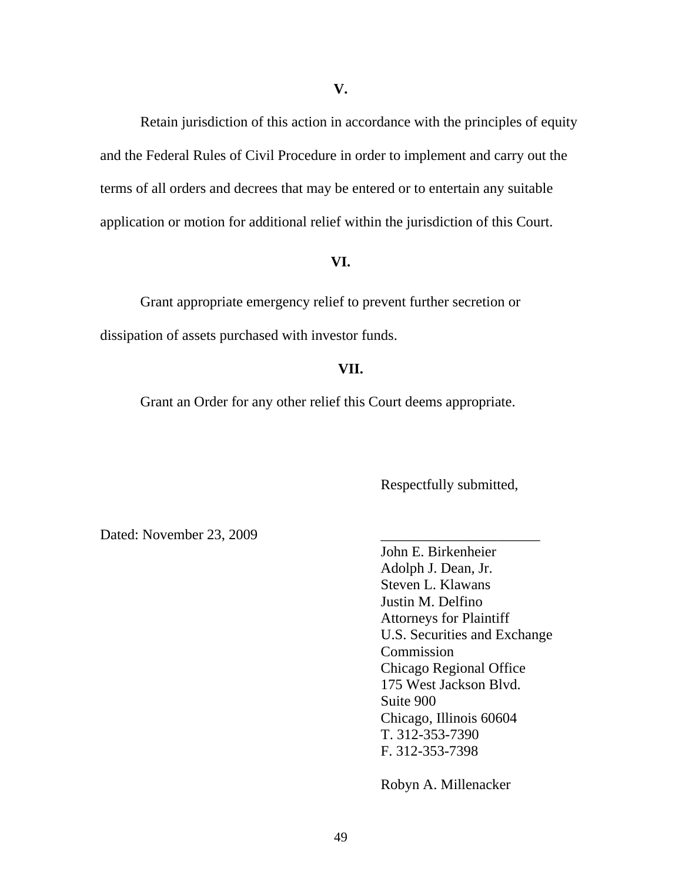**V.**

Retain jurisdiction of this action in accordance with the principles of equity and the Federal Rules of Civil Procedure in order to implement and carry out the terms of all orders and decrees that may be entered or to entertain any suitable application or motion for additional relief within the jurisdiction of this Court.

**VI.**

Grant appropriate emergency relief to prevent further secretion or dissipation of assets purchased with investor funds.

**VII.**

Grant an Order for any other relief this Court deems appropriate.

Respectfully submitted,

Dated: November 23, 2009

______________________
John E. Birkenheier
Adolph J. Dean, Jr.
Steven L. Klawans
Justin M. Delfino
Attorneys for Plaintiff
U.S. Securities and Exchange Commission
Chicago Regional Office
175 West Jackson Blvd.
Suite 900
Chicago, Illinois 60604
T. 312-353-7390
F. 312-353-7398

Robyn A. Millenacker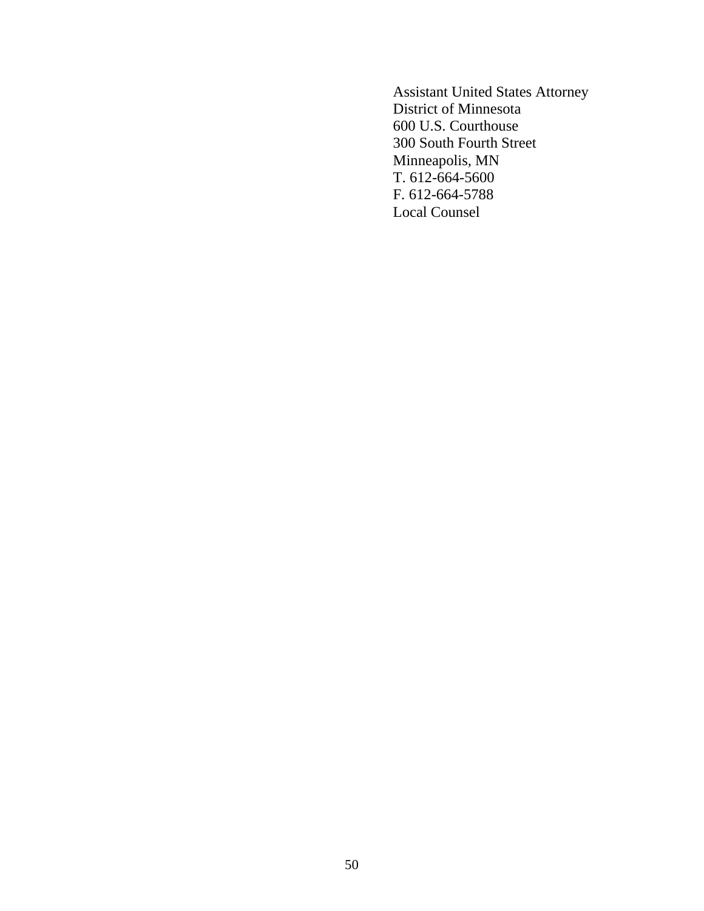Assistant United States Attorney
District of Minnesota
600 U.S. Courthouse
300 South Fourth Street
Minneapolis, MN
T. 612-664-5600
F. 612-664-5788
Local Counsel